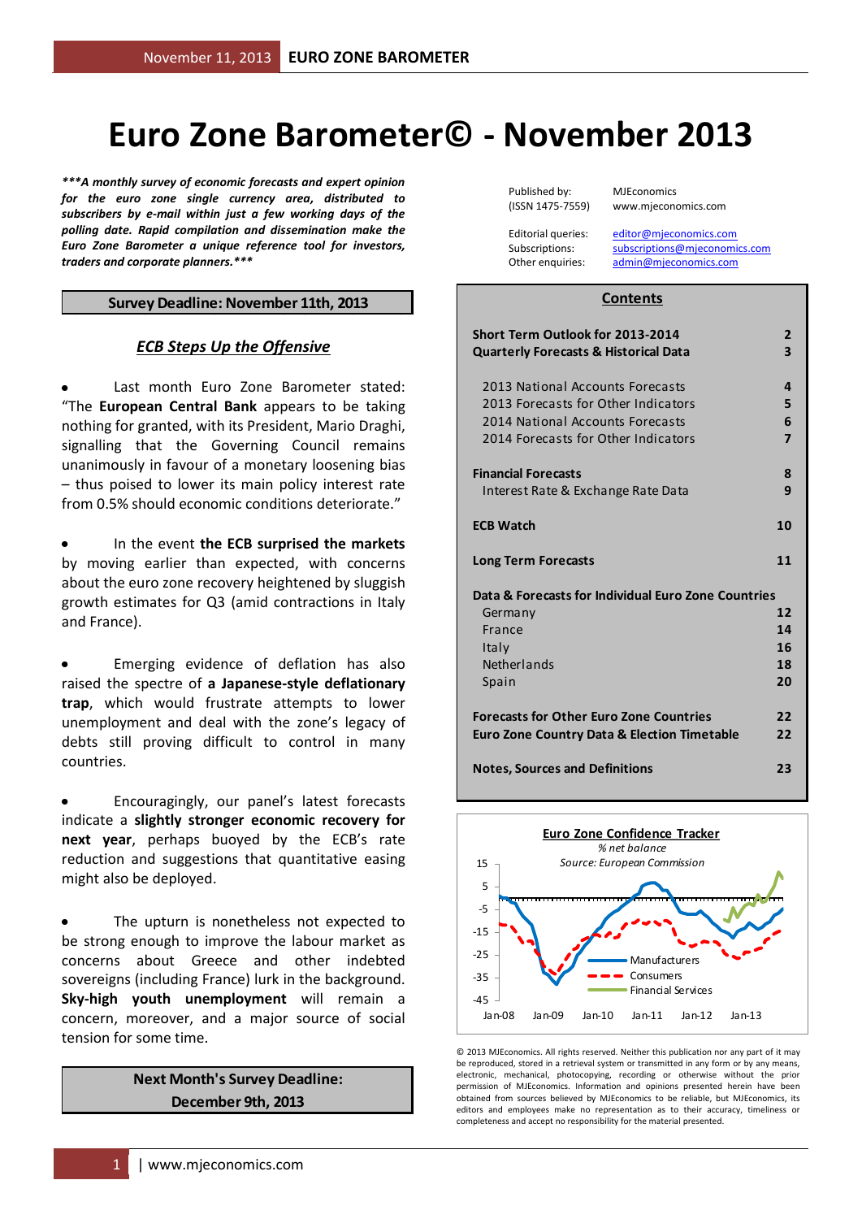# Euro Zone Barometer© - November 2013

***\*\*\*A monthly survey of economic forecasts and expert opinion for the euro zone single currency area, distributed to subscribers by e-mail within just a few working days of the polling date. Rapid compilation and dissemination make the Euro Zone Barometer a unique reference tool for investors, traders and corporate planners.\*\*\****

**Survey Deadline: November 11th, 2013**

## *ECB Steps Up the Offensive*

- Last month Euro Zone Barometer stated: "The **European Central Bank** appears to be taking nothing for granted, with its President, Mario Draghi, signalling that the Governing Council remains unanimously in favour of a monetary loosening bias – thus poised to lower its main policy interest rate from 0.5% should economic conditions deteriorate."

- In the event **the ECB surprised the markets** by moving earlier than expected, with concerns about the euro zone recovery heightened by sluggish growth estimates for Q3 (amid contractions in Italy and France).

- Emerging evidence of deflation has also raised the spectre of **a Japanese-style deflationary trap**, which would frustrate attempts to lower unemployment and deal with the zone's legacy of debts still proving difficult to control in many countries.

- Encouragingly, our panel's latest forecasts indicate a **slightly stronger economic recovery for next year**, perhaps buoyed by the ECB's rate reduction and suggestions that quantitative easing might also be deployed.

- The upturn is nonetheless not expected to be strong enough to improve the labour market as concerns about Greece and other indebted sovereigns (including France) lurk in the background. **Sky-high youth unemployment** will remain a concern, moreover, and a major source of social tension for some time.

**Next Month's Survey Deadline: December 9th, 2013**

| | |
|---|---|
| Published by: (ISSN 1475-7559) | MJEconomics www.mjeconomics.com |
| Editorial queries: | editor@mjeconomics.com |
| Subscriptions: | subscriptions@mjeconomics.com |
| Other enquiries: | admin@mjeconomics.com |

## Contents

| | |
|---|---|
| **Short Term Outlook for 2013-2014** | **2** |
| **Quarterly Forecasts & Historical Data** | **3** |
| 2013 National Accounts Forecasts | 4 |
| 2013 Forecasts for Other Indicators | 5 |
| 2014 National Accounts Forecasts | 6 |
| 2014 Forecasts for Other Indicators | 7 |
| **Financial Forecasts** | **8** |
| Interest Rate & Exchange Rate Data | 9 |
| **ECB Watch** | **10** |
| **Long Term Forecasts** | **11** |
| **Data & Forecasts for Individual Euro Zone Countries** | |
| Germany | 12 |
| France | 14 |
| Italy | 16 |
| Netherlands | 18 |
| Spain | 20 |
| **Forecasts for Other Euro Zone Countries** | **22** |
| **Euro Zone Country Data & Election Timetable** | **22** |
| **Notes, Sources and Definitions** | **23** |

**Euro Zone Confidence Tracker**
*% net balance*
*Source: European Commission*

Legend: Manufacturers, Consumers, Financial Services
Y-axis: 15, 5, -5, -15, -25, -35, -45
X-axis: Jan-08, Jan-09, Jan-10, Jan-11, Jan-12, Jan-13

© 2013 MJEconomics. All rights reserved. Neither this publication nor any part of it may be reproduced, stored in a retrieval system or transmitted in any form or by any means, electronic, mechanical, photocopying, recording or otherwise without the prior permission of MJEconomics. Information and opinions presented herein have been obtained from sources believed by MJEconomics to be reliable, but MJEconomics, its editors and employees make no representation as to their accuracy, timeliness or completeness and accept no responsibility for the material presented.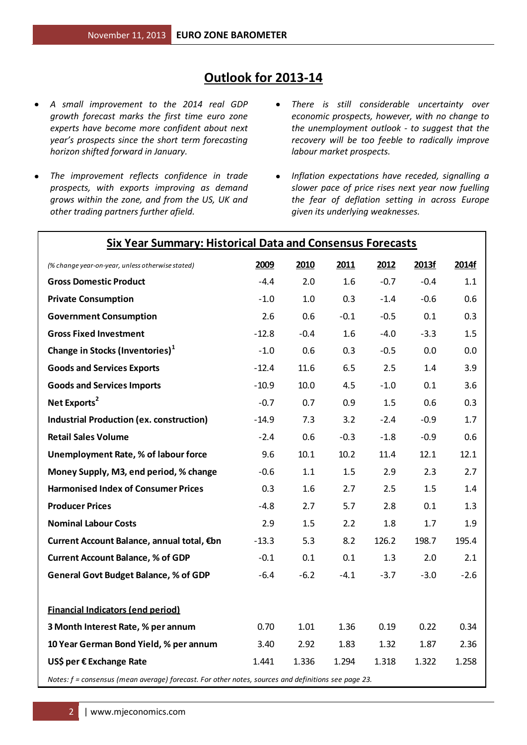# Outlook for 2013-14

- *A small improvement to the 2014 real GDP growth forecast marks the first time euro zone experts have become more confident about next year's prospects since the short term forecasting horizon shifted forward in January.*

- *The improvement reflects confidence in trade prospects, with exports improving as demand grows within the zone, and from the US, UK and other trading partners further afield.*

- *There is still considerable uncertainty over economic prospects, however, with no change to the unemployment outlook - to suggest that the recovery will be too feeble to radically improve labour market prospects.*

- *Inflation expectations have receded, signalling a slower pace of price rises next year now fuelling the fear of deflation setting in across Europe given its underlying weaknesses.*

## Six Year Summary: Historical Data and Consensus Forecasts

| *(% change year-on-year, unless otherwise stated)* | 2009 | 2010 | 2011 | 2012 | 2013f | 2014f |
|---|---|---|---|---|---|---|
| **Gross Domestic Product** | -4.4 | 2.0 | 1.6 | -0.7 | -0.4 | 1.1 |
| **Private Consumption** | -1.0 | 1.0 | 0.3 | -1.4 | -0.6 | 0.6 |
| **Government Consumption** | 2.6 | 0.6 | -0.1 | -0.5 | 0.1 | 0.3 |
| **Gross Fixed Investment** | -12.8 | -0.4 | 1.6 | -4.0 | -3.3 | 1.5 |
| **Change in Stocks (Inventories)**[1] | -1.0 | 0.6 | 0.3 | -0.5 | 0.0 | 0.0 |
| **Goods and Services Exports** | -12.4 | 11.6 | 6.5 | 2.5 | 1.4 | 3.9 |
| **Goods and Services Imports** | -10.9 | 10.0 | 4.5 | -1.0 | 0.1 | 3.6 |
| **Net Exports**[2] | -0.7 | 0.7 | 0.9 | 1.5 | 0.6 | 0.3 |
| **Industrial Production (ex. construction)** | -14.9 | 7.3 | 3.2 | -2.4 | -0.9 | 1.7 |
| **Retail Sales Volume** | -2.4 | 0.6 | -0.3 | -1.8 | -0.9 | 0.6 |
| **Unemployment Rate, % of labour force** | 9.6 | 10.1 | 10.2 | 11.4 | 12.1 | 12.1 |
| **Money Supply, M3, end period, % change** | -0.6 | 1.1 | 1.5 | 2.9 | 2.3 | 2.7 |
| **Harmonised Index of Consumer Prices** | 0.3 | 1.6 | 2.7 | 2.5 | 1.5 | 1.4 |
| **Producer Prices** | -4.8 | 2.7 | 5.7 | 2.8 | 0.1 | 1.3 |
| **Nominal Labour Costs** | 2.9 | 1.5 | 2.2 | 1.8 | 1.7 | 1.9 |
| **Current Account Balance, annual total, €bn** | -13.3 | 5.3 | 8.2 | 126.2 | 198.7 | 195.4 |
| **Current Account Balance, % of GDP** | -0.1 | 0.1 | 0.1 | 1.3 | 2.0 | 2.1 |
| **General Govt Budget Balance, % of GDP** | -6.4 | -6.2 | -4.1 | -3.7 | -3.0 | -2.6 |
| | | | | | | |
| **Financial Indicators (end period)** | | | | | | |
| **3 Month Interest Rate, % per annum** | 0.70 | 1.01 | 1.36 | 0.19 | 0.22 | 0.34 |
| **10 Year German Bond Yield, % per annum** | 3.40 | 2.92 | 1.83 | 1.32 | 1.87 | 2.36 |
| **US$ per € Exchange Rate** | 1.441 | 1.336 | 1.294 | 1.318 | 1.322 | 1.258 |

*Notes: f = consensus (mean average) forecast. For other notes, sources and definitions see page 23.*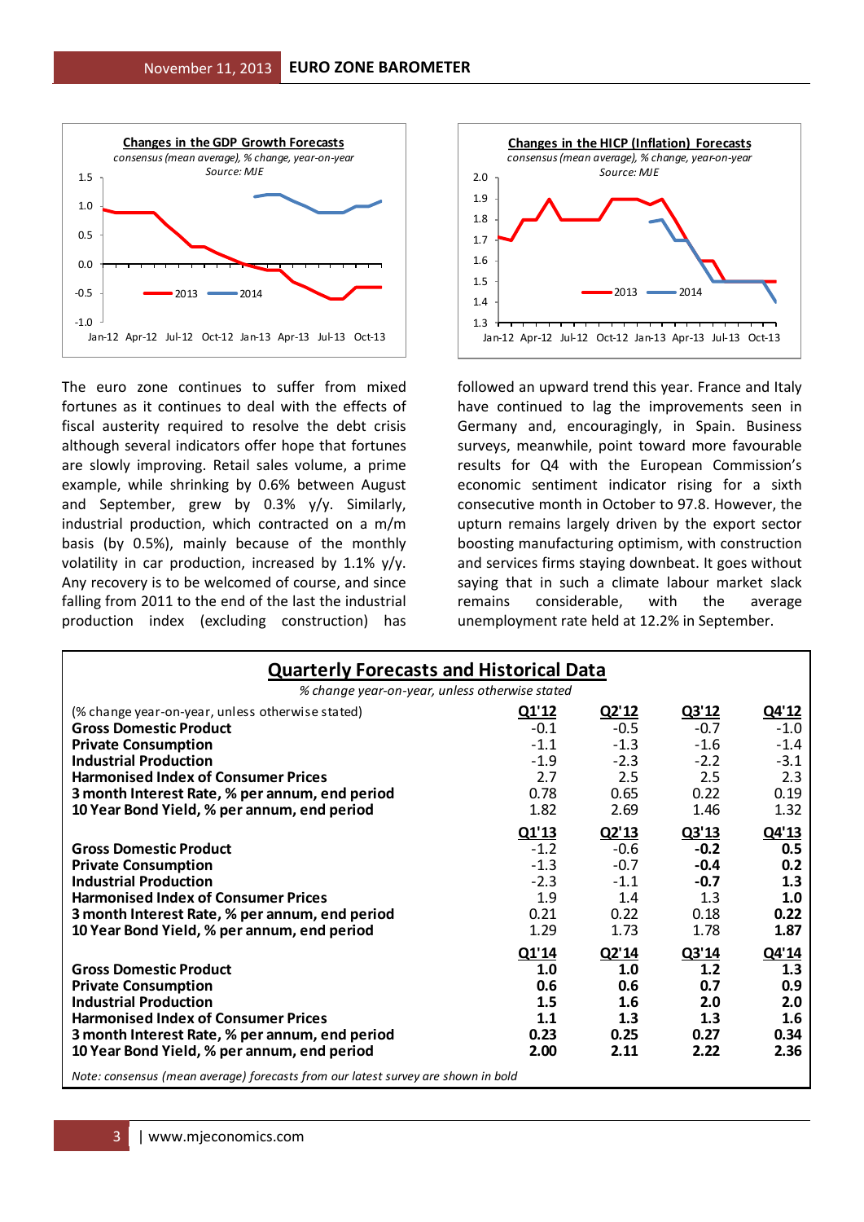**Changes in the GDP Growth Forecasts**

*consensus (mean average), % change, year-on-year*

*Source: MJE*

**Changes in the HICP (Inflation) Forecasts**

*consensus (mean average), % change, year-on-year*

*Source: MJE*

The euro zone continues to suffer from mixed fortunes as it continues to deal with the effects of fiscal austerity required to resolve the debt crisis although several indicators offer hope that fortunes are slowly improving. Retail sales volume, a prime example, while shrinking by 0.6% between August and September, grew by 0.3% y/y. Similarly, industrial production, which contracted on a m/m basis (by 0.5%), mainly because of the monthly volatility in car production, increased by 1.1% y/y. Any recovery is to be welcomed of course, and since falling from 2011 to the end of the last the industrial production index (excluding construction) has followed an upward trend this year. France and Italy have continued to lag the improvements seen in Germany and, encouragingly, in Spain. Business surveys, meanwhile, point toward more favourable results for Q4 with the European Commission's economic sentiment indicator rising for a sixth consecutive month in October to 97.8. However, the upturn remains largely driven by the export sector boosting manufacturing optimism, with construction and services firms staying downbeat. It goes without saying that in such a climate labour market slack remains considerable, with the average unemployment rate held at 12.2% in September.

## Quarterly Forecasts and Historical Data

*% change year-on-year, unless otherwise stated*

| (% change year-on-year, unless otherwise stated) | Q1'12 | Q2'12 | Q3'12 | Q4'12 |
|---|---|---|---|---|
| **Gross Domestic Product** | -0.1 | -0.5 | -0.7 | -1.0 |
| **Private Consumption** | -1.1 | -1.3 | -1.6 | -1.4 |
| **Industrial Production** | -1.9 | -2.3 | -2.2 | -3.1 |
| **Harmonised Index of Consumer Prices** | 2.7 | 2.5 | 2.5 | 2.3 |
| **3 month Interest Rate, % per annum, end period** | 0.78 | 0.65 | 0.22 | 0.19 |
| **10 Year Bond Yield, % per annum, end period** | 1.82 | 2.69 | 1.46 | 1.32 |
| | **Q1'13** | **Q2'13** | **Q3'13** | **Q4'13** |
| **Gross Domestic Product** | -1.2 | -0.6 | **-0.2** | **0.5** |
| **Private Consumption** | -1.3 | -0.7 | **-0.4** | **0.2** |
| **Industrial Production** | -2.3 | -1.1 | **-0.7** | **1.3** |
| **Harmonised Index of Consumer Prices** | 1.9 | 1.4 | 1.3 | **1.0** |
| **3 month Interest Rate, % per annum, end period** | 0.21 | 0.22 | 0.18 | **0.22** |
| **10 Year Bond Yield, % per annum, end period** | 1.29 | 1.73 | 1.78 | **1.87** |
| | **Q1'14** | **Q2'14** | **Q3'14** | **Q4'14** |
| **Gross Domestic Product** | **1.0** | **1.0** | **1.2** | **1.3** |
| **Private Consumption** | **0.6** | **0.6** | **0.7** | **0.9** |
| **Industrial Production** | **1.5** | **1.6** | **2.0** | **2.0** |
| **Harmonised Index of Consumer Prices** | **1.1** | **1.3** | **1.3** | **1.6** |
| **3 month Interest Rate, % per annum, end period** | **0.23** | **0.25** | **0.27** | **0.34** |
| **10 Year Bond Yield, % per annum, end period** | **2.00** | **2.11** | **2.22** | **2.36** |

*Note: consensus (mean average) forecasts from our latest survey are shown in bold*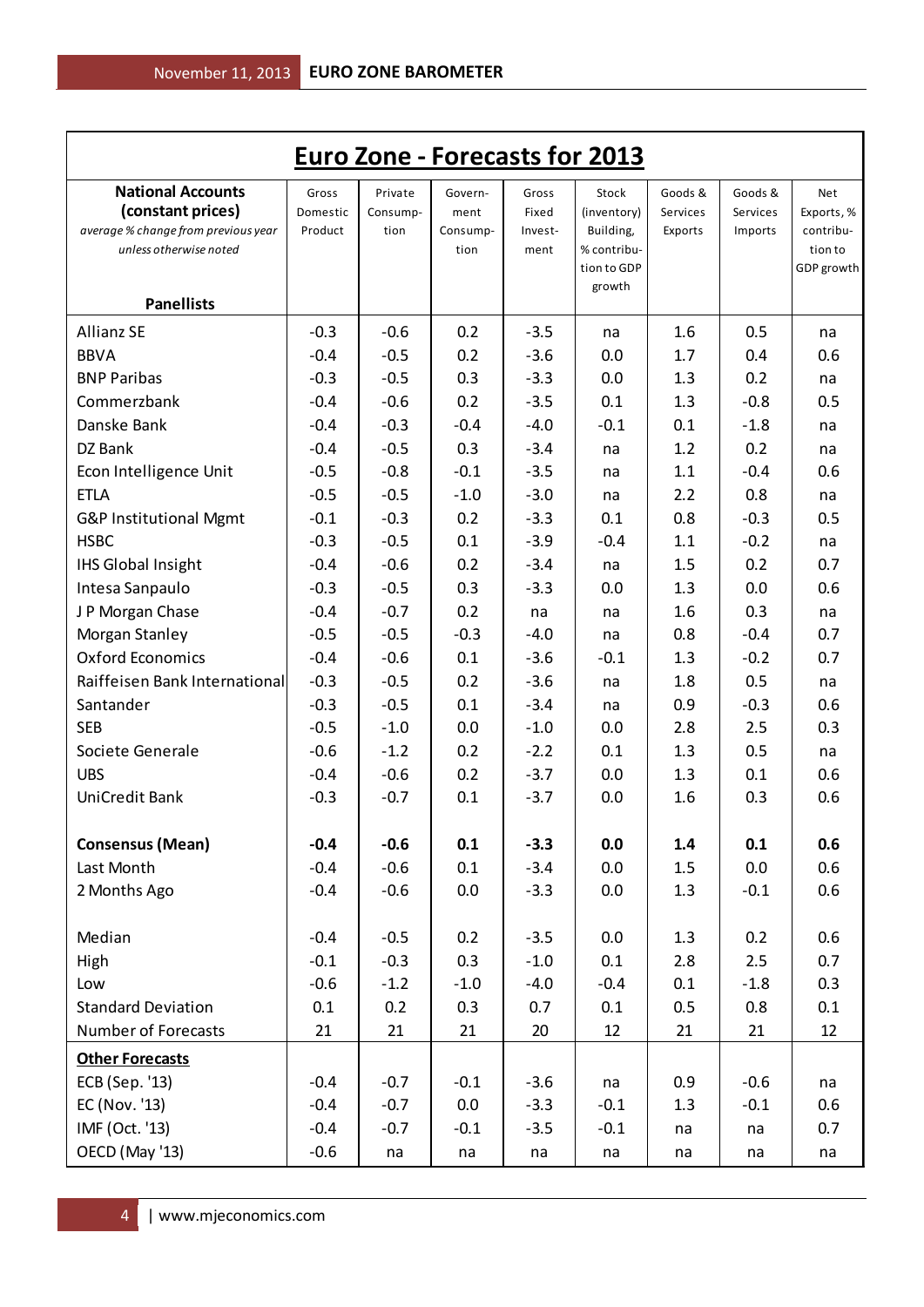# Euro Zone - Forecasts for 2013

| **National Accounts (constant prices)** *average % change from previous year unless otherwise noted* **Panellists** | Gross Domestic Product | Private Consump-tion | Govern-ment Consump-tion | Gross Fixed Invest-ment | Stock (inventory) Building, % contribu-tion to GDP growth | Goods & Services Exports | Goods & Services Imports | Net Exports, % contribu-tion to GDP growth |
|---|---|---|---|---|---|---|---|---|
| Allianz SE | -0.3 | -0.6 | 0.2 | -3.5 | na | 1.6 | 0.5 | na |
| BBVA | -0.4 | -0.5 | 0.2 | -3.6 | 0.0 | 1.7 | 0.4 | 0.6 |
| BNP Paribas | -0.3 | -0.5 | 0.3 | -3.3 | 0.0 | 1.3 | 0.2 | na |
| Commerzbank | -0.4 | -0.6 | 0.2 | -3.5 | 0.1 | 1.3 | -0.8 | 0.5 |
| Danske Bank | -0.4 | -0.3 | -0.4 | -4.0 | -0.1 | 0.1 | -1.8 | na |
| DZ Bank | -0.4 | -0.5 | 0.3 | -3.4 | na | 1.2 | 0.2 | na |
| Econ Intelligence Unit | -0.5 | -0.8 | -0.1 | -3.5 | na | 1.1 | -0.4 | 0.6 |
| ETLA | -0.5 | -0.5 | -1.0 | -3.0 | na | 2.2 | 0.8 | na |
| G&P Institutional Mgmt | -0.1 | -0.3 | 0.2 | -3.3 | 0.1 | 0.8 | -0.3 | 0.5 |
| HSBC | -0.3 | -0.5 | 0.1 | -3.9 | -0.4 | 1.1 | -0.2 | na |
| IHS Global Insight | -0.4 | -0.6 | 0.2 | -3.4 | na | 1.5 | 0.2 | 0.7 |
| Intesa Sanpaulo | -0.3 | -0.5 | 0.3 | -3.3 | 0.0 | 1.3 | 0.0 | 0.6 |
| J P Morgan Chase | -0.4 | -0.7 | 0.2 | na | na | 1.6 | 0.3 | na |
| Morgan Stanley | -0.5 | -0.5 | -0.3 | -4.0 | na | 0.8 | -0.4 | 0.7 |
| Oxford Economics | -0.4 | -0.6 | 0.1 | -3.6 | -0.1 | 1.3 | -0.2 | 0.7 |
| Raiffeisen Bank International | -0.3 | -0.5 | 0.2 | -3.6 | na | 1.8 | 0.5 | na |
| Santander | -0.3 | -0.5 | 0.1 | -3.4 | na | 0.9 | -0.3 | 0.6 |
| SEB | -0.5 | -1.0 | 0.0 | -1.0 | 0.0 | 2.8 | 2.5 | 0.3 |
| Societe Generale | -0.6 | -1.2 | 0.2 | -2.2 | 0.1 | 1.3 | 0.5 | na |
| UBS | -0.4 | -0.6 | 0.2 | -3.7 | 0.0 | 1.3 | 0.1 | 0.6 |
| UniCredit Bank | -0.3 | -0.7 | 0.1 | -3.7 | 0.0 | 1.6 | 0.3 | 0.6 |
| | | | | | | | | |
| **Consensus (Mean)** | **-0.4** | **-0.6** | **0.1** | **-3.3** | **0.0** | **1.4** | **0.1** | **0.6** |
| Last Month | -0.4 | -0.6 | 0.1 | -3.4 | 0.0 | 1.5 | 0.0 | 0.6 |
| 2 Months Ago | -0.4 | -0.6 | 0.0 | -3.3 | 0.0 | 1.3 | -0.1 | 0.6 |
| | | | | | | | | |
| Median | -0.4 | -0.5 | 0.2 | -3.5 | 0.0 | 1.3 | 0.2 | 0.6 |
| High | -0.1 | -0.3 | 0.3 | -1.0 | 0.1 | 2.8 | 2.5 | 0.7 |
| Low | -0.6 | -1.2 | -1.0 | -4.0 | -0.4 | 0.1 | -1.8 | 0.3 |
| Standard Deviation | 0.1 | 0.2 | 0.3 | 0.7 | 0.1 | 0.5 | 0.8 | 0.1 |
| Number of Forecasts | 21 | 21 | 21 | 20 | 12 | 21 | 21 | 12 |
| **Other Forecasts** | | | | | | | | |
| ECB (Sep. '13) | -0.4 | -0.7 | -0.1 | -3.6 | na | 0.9 | -0.6 | na |
| EC (Nov. '13) | -0.4 | -0.7 | 0.0 | -3.3 | -0.1 | 1.3 | -0.1 | 0.6 |
| IMF (Oct. '13) | -0.4 | -0.7 | -0.1 | -3.5 | -0.1 | na | na | 0.7 |
| OECD (May '13) | -0.6 | na | na | na | na | na | na | na |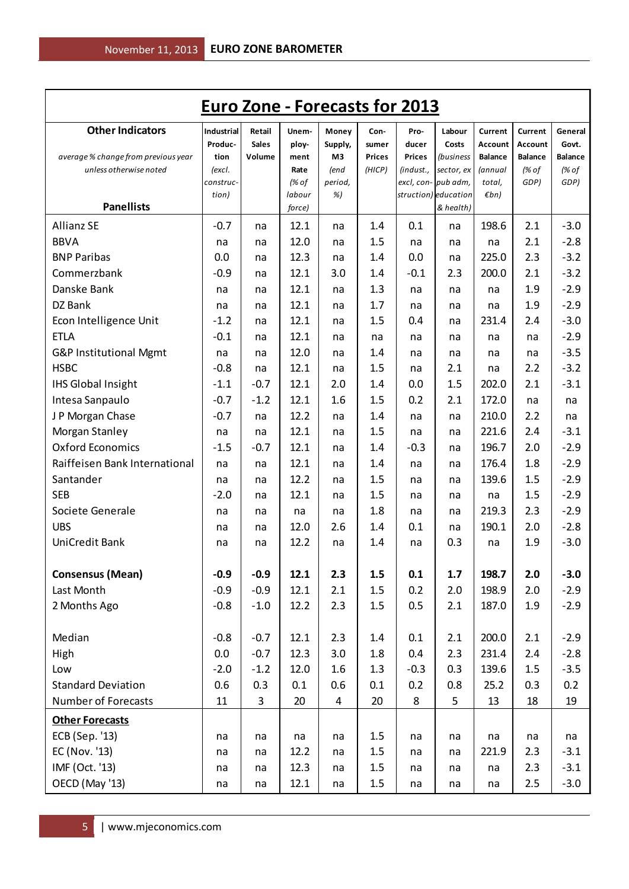# Euro Zone - Forecasts for 2013

| **Other Indicators** *average % change from previous year unless otherwise noted* **Panellists** | **Industrial Production** *(excl. construction)* | **Retail Sales Volume** | **Unemployment Rate** *(% of labour force)* | **Money Supply, M3** *(end period, %)* | **Consumer Prices** *(HICP)* | **Producer Prices** *(indust., excl, construction)* | **Labour Costs** *(business sector, ex pub adm, education & health)* | **Current Account Balance** *(annual total, €bn)* | **Current Account Balance** *(% of GDP)* | **General Govt. Balance** *(% of GDP)* |
|---|---|---|---|---|---|---|---|---|---|---|
| Allianz SE | -0.7 | na | 12.1 | na | 1.4 | 0.1 | na | 198.6 | 2.1 | -3.0 |
| BBVA | na | na | 12.0 | na | 1.5 | na | na | na | 2.1 | -2.8 |
| BNP Paribas | 0.0 | na | 12.3 | na | 1.4 | 0.0 | na | 225.0 | 2.3 | -3.2 |
| Commerzbank | -0.9 | na | 12.1 | 3.0 | 1.4 | -0.1 | 2.3 | 200.0 | 2.1 | -3.2 |
| Danske Bank | na | na | 12.1 | na | 1.3 | na | na | na | 1.9 | -2.9 |
| DZ Bank | na | na | 12.1 | na | 1.7 | na | na | na | 1.9 | -2.9 |
| Econ Intelligence Unit | -1.2 | na | 12.1 | na | 1.5 | 0.4 | na | 231.4 | 2.4 | -3.0 |
| ETLA | -0.1 | na | 12.1 | na | na | na | na | na | na | -2.9 |
| G&P Institutional Mgmt | na | na | 12.0 | na | 1.4 | na | na | na | na | -3.5 |
| HSBC | -0.8 | na | 12.1 | na | 1.5 | na | 2.1 | na | 2.2 | -3.2 |
| IHS Global Insight | -1.1 | -0.7 | 12.1 | 2.0 | 1.4 | 0.0 | 1.5 | 202.0 | 2.1 | -3.1 |
| Intesa Sanpaulo | -0.7 | -1.2 | 12.1 | 1.6 | 1.5 | 0.2 | 2.1 | 172.0 | na | na |
| J P Morgan Chase | -0.7 | na | 12.2 | na | 1.4 | na | na | 210.0 | 2.2 | na |
| Morgan Stanley | na | na | 12.1 | na | 1.5 | na | na | 221.6 | 2.4 | -3.1 |
| Oxford Economics | -1.5 | -0.7 | 12.1 | na | 1.4 | -0.3 | na | 196.7 | 2.0 | -2.9 |
| Raiffeisen Bank International | na | na | 12.1 | na | 1.4 | na | na | 176.4 | 1.8 | -2.9 |
| Santander | na | na | 12.2 | na | 1.5 | na | na | 139.6 | 1.5 | -2.9 |
| SEB | -2.0 | na | 12.1 | na | 1.5 | na | na | na | 1.5 | -2.9 |
| Societe Generale | na | na | na | na | 1.8 | na | na | 219.3 | 2.3 | -2.9 |
| UBS | na | na | 12.0 | 2.6 | 1.4 | 0.1 | na | 190.1 | 2.0 | -2.8 |
| UniCredit Bank | na | na | 12.2 | na | 1.4 | na | 0.3 | na | 1.9 | -3.0 |
| | | | | | | | | | | |
| **Consensus (Mean)** | **-0.9** | **-0.9** | **12.1** | **2.3** | **1.5** | **0.1** | **1.7** | **198.7** | **2.0** | **-3.0** |
| Last Month | -0.9 | -0.9 | 12.1 | 2.1 | 1.5 | 0.2 | 2.0 | 198.9 | 2.0 | -2.9 |
| 2 Months Ago | -0.8 | -1.0 | 12.2 | 2.3 | 1.5 | 0.5 | 2.1 | 187.0 | 1.9 | -2.9 |
| | | | | | | | | | | |
| Median | -0.8 | -0.7 | 12.1 | 2.3 | 1.4 | 0.1 | 2.1 | 200.0 | 2.1 | -2.9 |
| High | 0.0 | -0.7 | 12.3 | 3.0 | 1.8 | 0.4 | 2.3 | 231.4 | 2.4 | -2.8 |
| Low | -2.0 | -1.2 | 12.0 | 1.6 | 1.3 | -0.3 | 0.3 | 139.6 | 1.5 | -3.5 |
| Standard Deviation | 0.6 | 0.3 | 0.1 | 0.6 | 0.1 | 0.2 | 0.8 | 25.2 | 0.3 | 0.2 |
| Number of Forecasts | 11 | 3 | 20 | 4 | 20 | 8 | 5 | 13 | 18 | 19 |
| **Other Forecasts** | | | | | | | | | | |
| ECB (Sep. '13) | na | na | na | na | 1.5 | na | na | na | na | na |
| EC (Nov. '13) | na | na | 12.2 | na | 1.5 | na | na | 221.9 | 2.3 | -3.1 |
| IMF (Oct. '13) | na | na | 12.3 | na | 1.5 | na | na | na | 2.3 | -3.1 |
| OECD (May '13) | na | na | 12.1 | na | 1.5 | na | na | na | 2.5 | -3.0 |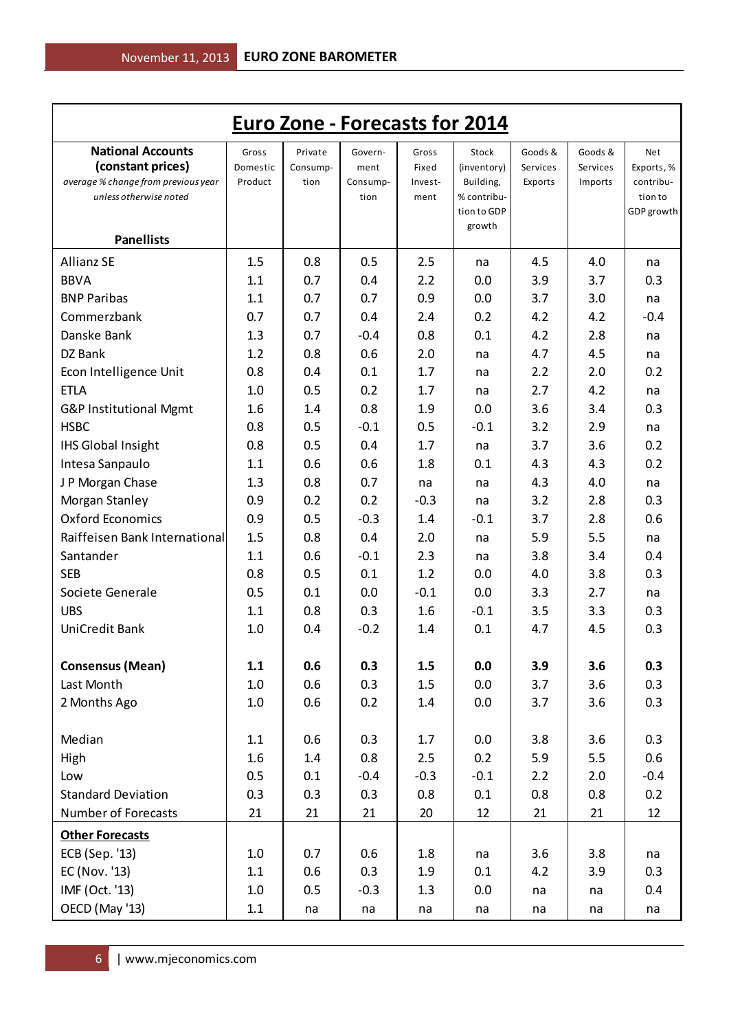## Euro Zone - Forecasts for 2014

| **National Accounts (constant prices)** *average % change from previous year unless otherwise noted* **Panellists** | Gross Domestic Product | Private Consumption | Government Consumption | Gross Fixed Investment | Stock (inventory) Building, % contribution to GDP growth | Goods & Services Exports | Goods & Services Imports | Net Exports, % contribution to GDP growth |
|---|---|---|---|---|---|---|---|---|
| Allianz SE | 1.5 | 0.8 | 0.5 | 2.5 | na | 4.5 | 4.0 | na |
| BBVA | 1.1 | 0.7 | 0.4 | 2.2 | 0.0 | 3.9 | 3.7 | 0.3 |
| BNP Paribas | 1.1 | 0.7 | 0.7 | 0.9 | 0.0 | 3.7 | 3.0 | na |
| Commerzbank | 0.7 | 0.7 | 0.4 | 2.4 | 0.2 | 4.2 | 4.2 | -0.4 |
| Danske Bank | 1.3 | 0.7 | -0.4 | 0.8 | 0.1 | 4.2 | 2.8 | na |
| DZ Bank | 1.2 | 0.8 | 0.6 | 2.0 | na | 4.7 | 4.5 | na |
| Econ Intelligence Unit | 0.8 | 0.4 | 0.1 | 1.7 | na | 2.2 | 2.0 | 0.2 |
| ETLA | 1.0 | 0.5 | 0.2 | 1.7 | na | 2.7 | 4.2 | na |
| G&P Institutional Mgmt | 1.6 | 1.4 | 0.8 | 1.9 | 0.0 | 3.6 | 3.4 | 0.3 |
| HSBC | 0.8 | 0.5 | -0.1 | 0.5 | -0.1 | 3.2 | 2.9 | na |
| IHS Global Insight | 0.8 | 0.5 | 0.4 | 1.7 | na | 3.7 | 3.6 | 0.2 |
| Intesa Sanpaulo | 1.1 | 0.6 | 0.6 | 1.8 | 0.1 | 4.3 | 4.3 | 0.2 |
| J P Morgan Chase | 1.3 | 0.8 | 0.7 | na | na | 4.3 | 4.0 | na |
| Morgan Stanley | 0.9 | 0.2 | 0.2 | -0.3 | na | 3.2 | 2.8 | 0.3 |
| Oxford Economics | 0.9 | 0.5 | -0.3 | 1.4 | -0.1 | 3.7 | 2.8 | 0.6 |
| Raiffeisen Bank International | 1.5 | 0.8 | 0.4 | 2.0 | na | 5.9 | 5.5 | na |
| Santander | 1.1 | 0.6 | -0.1 | 2.3 | na | 3.8 | 3.4 | 0.4 |
| SEB | 0.8 | 0.5 | 0.1 | 1.2 | 0.0 | 4.0 | 3.8 | 0.3 |
| Societe Generale | 0.5 | 0.1 | 0.0 | -0.1 | 0.0 | 3.3 | 2.7 | na |
| UBS | 1.1 | 0.8 | 0.3 | 1.6 | -0.1 | 3.5 | 3.3 | 0.3 |
| UniCredit Bank | 1.0 | 0.4 | -0.2 | 1.4 | 0.1 | 4.7 | 4.5 | 0.3 |
| **Consensus (Mean)** | **1.1** | **0.6** | **0.3** | **1.5** | **0.0** | **3.9** | **3.6** | **0.3** |
| Last Month | 1.0 | 0.6 | 0.3 | 1.5 | 0.0 | 3.7 | 3.6 | 0.3 |
| 2 Months Ago | 1.0 | 0.6 | 0.2 | 1.4 | 0.0 | 3.7 | 3.6 | 0.3 |
| Median | 1.1 | 0.6 | 0.3 | 1.7 | 0.0 | 3.8 | 3.6 | 0.3 |
| High | 1.6 | 1.4 | 0.8 | 2.5 | 0.2 | 5.9 | 5.5 | 0.6 |
| Low | 0.5 | 0.1 | -0.4 | -0.3 | -0.1 | 2.2 | 2.0 | -0.4 |
| Standard Deviation | 0.3 | 0.3 | 0.3 | 0.8 | 0.1 | 0.8 | 0.8 | 0.2 |
| Number of Forecasts | 21 | 21 | 21 | 20 | 12 | 21 | 21 | 12 |
| **Other Forecasts** | | | | | | | | |
| ECB (Sep. '13) | 1.0 | 0.7 | 0.6 | 1.8 | na | 3.6 | 3.8 | na |
| EC (Nov. '13) | 1.1 | 0.6 | 0.3 | 1.9 | 0.1 | 4.2 | 3.9 | 0.3 |
| IMF (Oct. '13) | 1.0 | 0.5 | -0.3 | 1.3 | 0.0 | na | na | 0.4 |
| OECD (May '13) | 1.1 | na | na | na | na | na | na | na |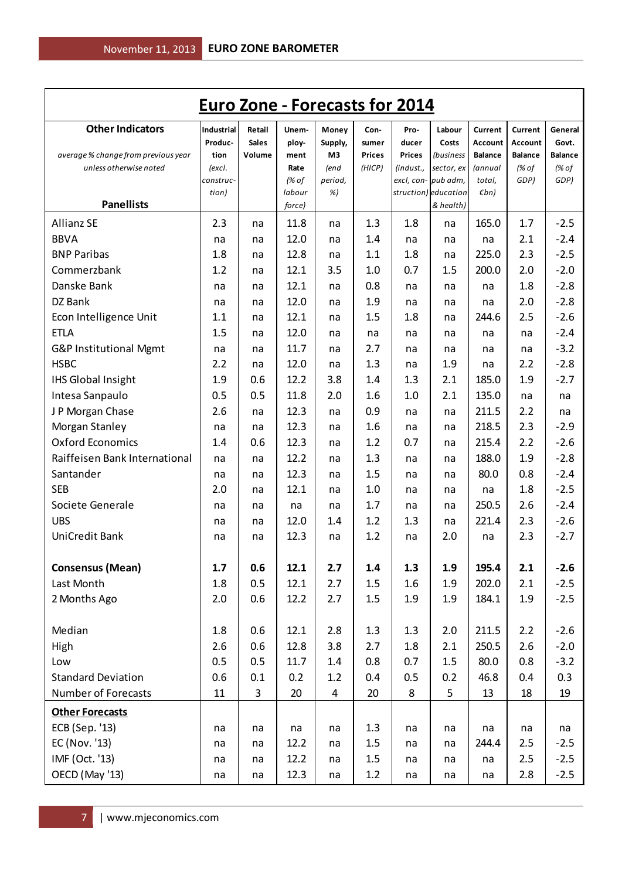# Euro Zone - Forecasts for 2014

| **Other Indicators** *average % change from previous year unless otherwise noted* **Panellists** | **Industrial Production** *(excl. construction)* | **Retail Sales Volume** | **Unemployment Rate** *(% of labour force)* | **Money Supply, M3** *(end period, %)* | **Consumer Prices** *(HICP)* | **Producer Prices** *(indust., excl, construction)* | **Labour Costs** *(business sector, ex pub adm, education & health)* | **Current Account Balance** *(annual total, €bn)* | **Current Account Balance** *(% of GDP)* | **General Govt. Balance** *(% of GDP)* |
|---|---|---|---|---|---|---|---|---|---|---|
| Allianz SE | 2.3 | na | 11.8 | na | 1.3 | 1.8 | na | 165.0 | 1.7 | -2.5 |
| BBVA | na | na | 12.0 | na | 1.4 | na | na | na | 2.1 | -2.4 |
| BNP Paribas | 1.8 | na | 12.8 | na | 1.1 | 1.8 | na | 225.0 | 2.3 | -2.5 |
| Commerzbank | 1.2 | na | 12.1 | 3.5 | 1.0 | 0.7 | 1.5 | 200.0 | 2.0 | -2.0 |
| Danske Bank | na | na | 12.1 | na | 0.8 | na | na | na | 1.8 | -2.8 |
| DZ Bank | na | na | 12.0 | na | 1.9 | na | na | na | 2.0 | -2.8 |
| Econ Intelligence Unit | 1.1 | na | 12.1 | na | 1.5 | 1.8 | na | 244.6 | 2.5 | -2.6 |
| ETLA | 1.5 | na | 12.0 | na | na | na | na | na | na | -2.4 |
| G&P Institutional Mgmt | na | na | 11.7 | na | 2.7 | na | na | na | na | -3.2 |
| HSBC | 2.2 | na | 12.0 | na | 1.3 | na | 1.9 | na | 2.2 | -2.8 |
| IHS Global Insight | 1.9 | 0.6 | 12.2 | 3.8 | 1.4 | 1.3 | 2.1 | 185.0 | 1.9 | -2.7 |
| Intesa Sanpaulo | 0.5 | 0.5 | 11.8 | 2.0 | 1.6 | 1.0 | 2.1 | 135.0 | na | na |
| J P Morgan Chase | 2.6 | na | 12.3 | na | 0.9 | na | na | 211.5 | 2.2 | na |
| Morgan Stanley | na | na | 12.3 | na | 1.6 | na | na | 218.5 | 2.3 | -2.9 |
| Oxford Economics | 1.4 | 0.6 | 12.3 | na | 1.2 | 0.7 | na | 215.4 | 2.2 | -2.6 |
| Raiffeisen Bank International | na | na | 12.2 | na | 1.3 | na | na | 188.0 | 1.9 | -2.8 |
| Santander | na | na | 12.3 | na | 1.5 | na | na | 80.0 | 0.8 | -2.4 |
| SEB | 2.0 | na | 12.1 | na | 1.0 | na | na | na | 1.8 | -2.5 |
| Societe Generale | na | na | na | na | 1.7 | na | na | 250.5 | 2.6 | -2.4 |
| UBS | na | na | 12.0 | 1.4 | 1.2 | 1.3 | na | 221.4 | 2.3 | -2.6 |
| UniCredit Bank | na | na | 12.3 | na | 1.2 | na | 2.0 | na | 2.3 | -2.7 |
| **Consensus (Mean)** | **1.7** | **0.6** | **12.1** | **2.7** | **1.4** | **1.3** | **1.9** | **195.4** | **2.1** | **-2.6** |
| Last Month | 1.8 | 0.5 | 12.1 | 2.7 | 1.5 | 1.6 | 1.9 | 202.0 | 2.1 | -2.5 |
| 2 Months Ago | 2.0 | 0.6 | 12.2 | 2.7 | 1.5 | 1.9 | 1.9 | 184.1 | 1.9 | -2.5 |
| Median | 1.8 | 0.6 | 12.1 | 2.8 | 1.3 | 1.3 | 2.0 | 211.5 | 2.2 | -2.6 |
| High | 2.6 | 0.6 | 12.8 | 3.8 | 2.7 | 1.8 | 2.1 | 250.5 | 2.6 | -2.0 |
| Low | 0.5 | 0.5 | 11.7 | 1.4 | 0.8 | 0.7 | 1.5 | 80.0 | 0.8 | -3.2 |
| Standard Deviation | 0.6 | 0.1 | 0.2 | 1.2 | 0.4 | 0.5 | 0.2 | 46.8 | 0.4 | 0.3 |
| Number of Forecasts | 11 | 3 | 20 | 4 | 20 | 8 | 5 | 13 | 18 | 19 |
| **Other Forecasts** | | | | | | | | | | |
| ECB (Sep. '13) | na | na | na | na | 1.3 | na | na | na | na | na |
| EC (Nov. '13) | na | na | 12.2 | na | 1.5 | na | na | 244.4 | 2.5 | -2.5 |
| IMF (Oct. '13) | na | na | 12.2 | na | 1.5 | na | na | na | 2.5 | -2.5 |
| OECD (May '13) | na | na | 12.3 | na | 1.2 | na | na | na | 2.8 | -2.5 |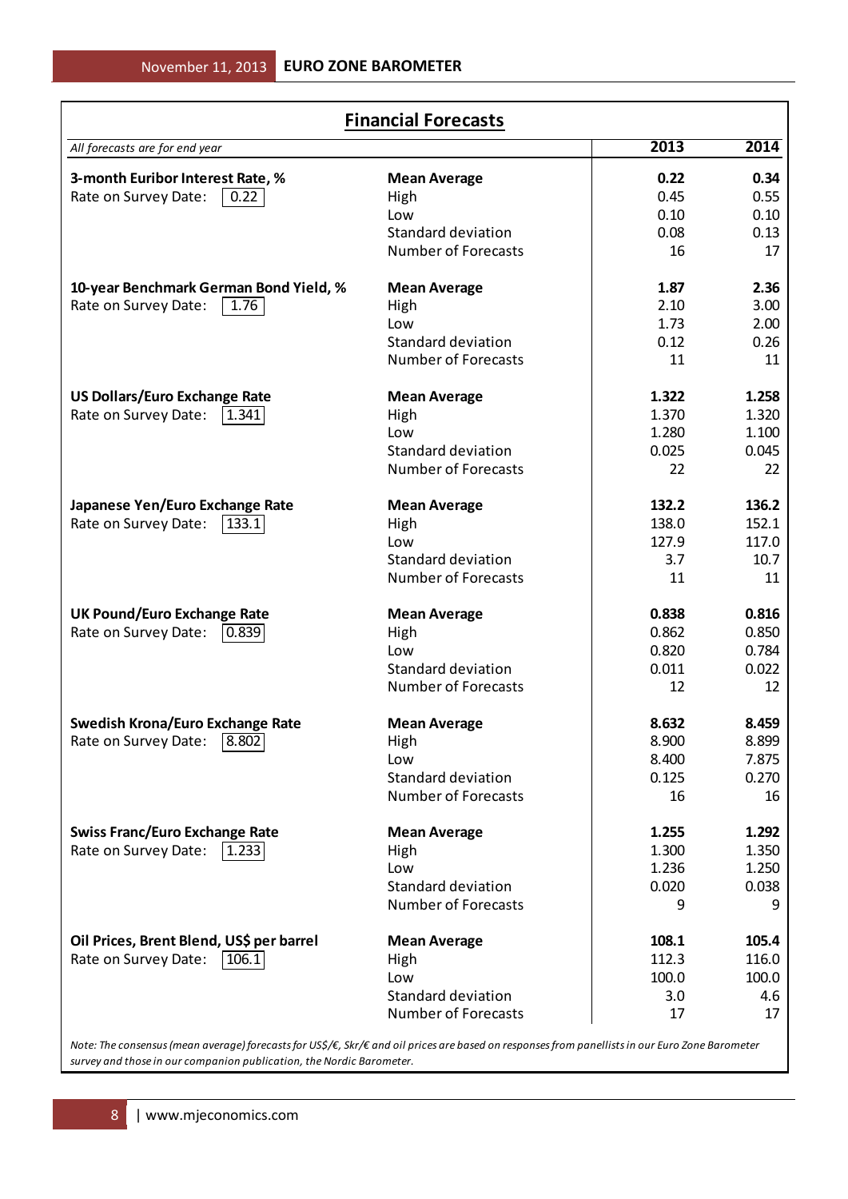## Financial Forecasts

| *All forecasts are for end year* | | 2013 | 2014 |
|---|---|---|---|
| **3-month Euribor Interest Rate, %** | **Mean Average** | **0.22** | **0.34** |
| Rate on Survey Date: 0.22 | High | 0.45 | 0.55 |
| | Low | 0.10 | 0.10 |
| | Standard deviation | 0.08 | 0.13 |
| | Number of Forecasts | 16 | 17 |
| **10-year Benchmark German Bond Yield, %** | **Mean Average** | **1.87** | **2.36** |
| Rate on Survey Date: 1.76 | High | 2.10 | 3.00 |
| | Low | 1.73 | 2.00 |
| | Standard deviation | 0.12 | 0.26 |
| | Number of Forecasts | 11 | 11 |
| **US Dollars/Euro Exchange Rate** | **Mean Average** | **1.322** | **1.258** |
| Rate on Survey Date: 1.341 | High | 1.370 | 1.320 |
| | Low | 1.280 | 1.100 |
| | Standard deviation | 0.025 | 0.045 |
| | Number of Forecasts | 22 | 22 |
| **Japanese Yen/Euro Exchange Rate** | **Mean Average** | **132.2** | **136.2** |
| Rate on Survey Date: 133.1 | High | 138.0 | 152.1 |
| | Low | 127.9 | 117.0 |
| | Standard deviation | 3.7 | 10.7 |
| | Number of Forecasts | 11 | 11 |
| **UK Pound/Euro Exchange Rate** | **Mean Average** | **0.838** | **0.816** |
| Rate on Survey Date: 0.839 | High | 0.862 | 0.850 |
| | Low | 0.820 | 0.784 |
| | Standard deviation | 0.011 | 0.022 |
| | Number of Forecasts | 12 | 12 |
| **Swedish Krona/Euro Exchange Rate** | **Mean Average** | **8.632** | **8.459** |
| Rate on Survey Date: 8.802 | High | 8.900 | 8.899 |
| | Low | 8.400 | 7.875 |
| | Standard deviation | 0.125 | 0.270 |
| | Number of Forecasts | 16 | 16 |
| **Swiss Franc/Euro Exchange Rate** | **Mean Average** | **1.255** | **1.292** |
| Rate on Survey Date: 1.233 | High | 1.300 | 1.350 |
| | Low | 1.236 | 1.250 |
| | Standard deviation | 0.020 | 0.038 |
| | Number of Forecasts | 9 | 9 |
| **Oil Prices, Brent Blend, US$ per barrel** | **Mean Average** | **108.1** | **105.4** |
| Rate on Survey Date: 106.1 | High | 112.3 | 116.0 |
| | Low | 100.0 | 100.0 |
| | Standard deviation | 3.0 | 4.6 |
| | Number of Forecasts | 17 | 17 |

*Note: The consensus (mean average) forecasts for US$/€, Skr/€ and oil prices are based on responses from panellists in our Euro Zone Barometer survey and those in our companion publication, the Nordic Barometer.*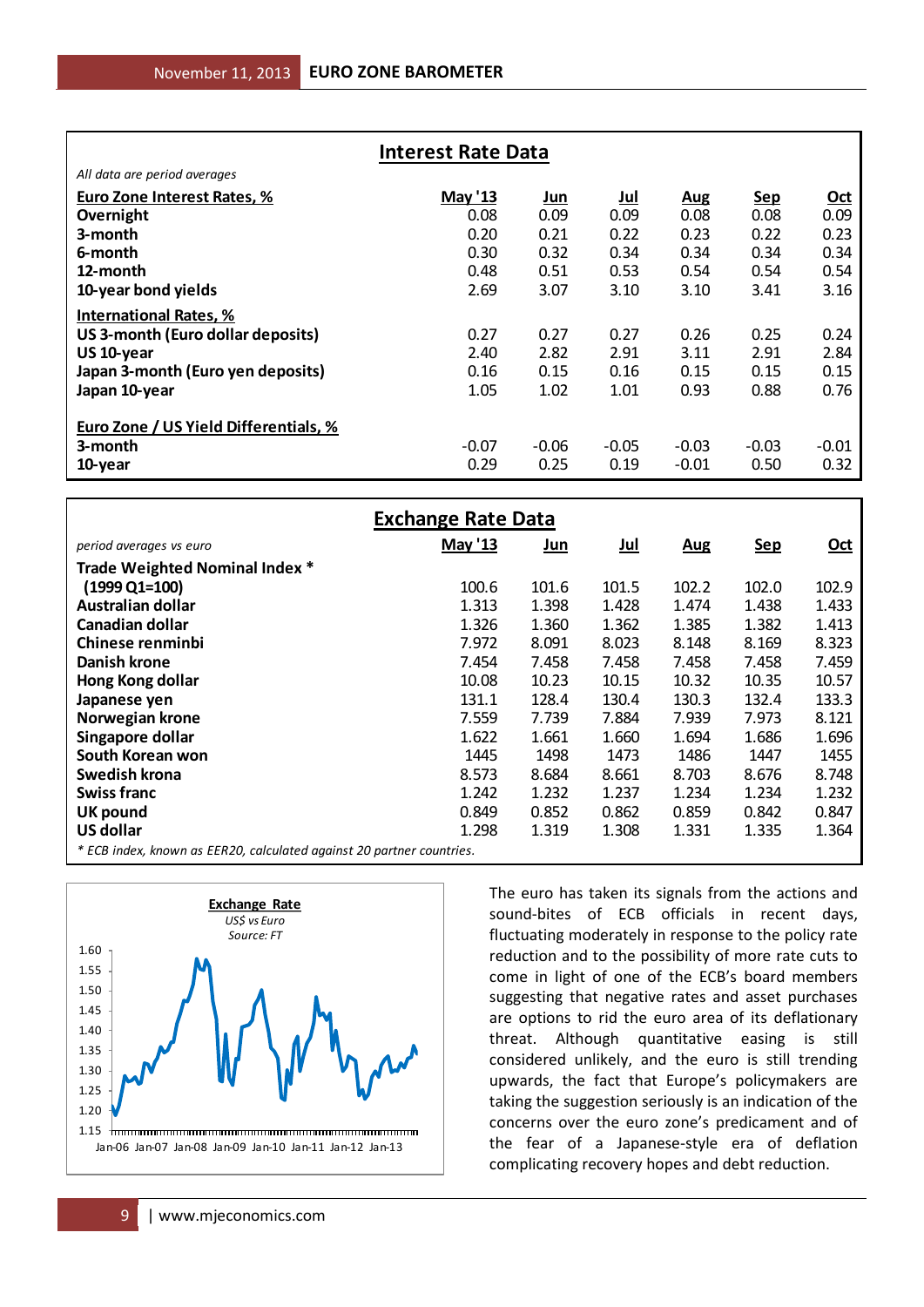## Interest Rate Data

*All data are period averages*

| Euro Zone Interest Rates, % | May '13 | Jun | Jul | Aug | Sep | Oct |
|---|---|---|---|---|---|---|
| **Overnight** | 0.08 | 0.09 | 0.09 | 0.08 | 0.08 | 0.09 |
| **3-month** | 0.20 | 0.21 | 0.22 | 0.23 | 0.22 | 0.23 |
| **6-month** | 0.30 | 0.32 | 0.34 | 0.34 | 0.34 | 0.34 |
| **12-month** | 0.48 | 0.51 | 0.53 | 0.54 | 0.54 | 0.54 |
| **10-year bond yields** | 2.69 | 3.07 | 3.10 | 3.10 | 3.41 | 3.16 |
| **International Rates, %** | | | | | | |
| **US 3-month (Euro dollar deposits)** | 0.27 | 0.27 | 0.27 | 0.26 | 0.25 | 0.24 |
| **US 10-year** | 2.40 | 2.82 | 2.91 | 3.11 | 2.91 | 2.84 |
| **Japan 3-month (Euro yen deposits)** | 0.16 | 0.15 | 0.16 | 0.15 | 0.15 | 0.15 |
| **Japan 10-year** | 1.05 | 1.02 | 1.01 | 0.93 | 0.88 | 0.76 |
| **Euro Zone / US Yield Differentials, %** | | | | | | |
| **3-month** | -0.07 | -0.06 | -0.05 | -0.03 | -0.03 | -0.01 |
| **10-year** | 0.29 | 0.25 | 0.19 | -0.01 | 0.50 | 0.32 |

## Exchange Rate Data

| *period averages vs euro* | May '13 | Jun | Jul | Aug | Sep | Oct |
|---|---|---|---|---|---|---|
| **Trade Weighted Nominal Index \*** | | | | | | |
| **(1999 Q1=100)** | 100.6 | 101.6 | 101.5 | 102.2 | 102.0 | 102.9 |
| **Australian dollar** | 1.313 | 1.398 | 1.428 | 1.474 | 1.438 | 1.433 |
| **Canadian dollar** | 1.326 | 1.360 | 1.362 | 1.385 | 1.382 | 1.413 |
| **Chinese renminbi** | 7.972 | 8.091 | 8.023 | 8.148 | 8.169 | 8.323 |
| **Danish krone** | 7.454 | 7.458 | 7.458 | 7.458 | 7.458 | 7.459 |
| **Hong Kong dollar** | 10.08 | 10.23 | 10.15 | 10.32 | 10.35 | 10.57 |
| **Japanese yen** | 131.1 | 128.4 | 130.4 | 130.3 | 132.4 | 133.3 |
| **Norwegian krone** | 7.559 | 7.739 | 7.884 | 7.939 | 7.973 | 8.121 |
| **Singapore dollar** | 1.622 | 1.661 | 1.660 | 1.694 | 1.686 | 1.696 |
| **South Korean won** | 1445 | 1498 | 1473 | 1486 | 1447 | 1455 |
| **Swedish krona** | 8.573 | 8.684 | 8.661 | 8.703 | 8.676 | 8.748 |
| **Swiss franc** | 1.242 | 1.232 | 1.237 | 1.234 | 1.234 | 1.232 |
| **UK pound** | 0.849 | 0.852 | 0.862 | 0.859 | 0.842 | 0.847 |
| **US dollar** | 1.298 | 1.319 | 1.308 | 1.331 | 1.335 | 1.364 |

*\* ECB index, known as EER20, calculated against 20 partner countries.*

**Exchange Rate**
*US$ vs Euro*
*Source: FT*

The euro has taken its signals from the actions and sound-bites of ECB officials in recent days, fluctuating moderately in response to the policy rate reduction and to the possibility of more rate cuts to come in light of one of the ECB's board members suggesting that negative rates and asset purchases are options to rid the euro area of its deflationary threat. Although quantitative easing is still considered unlikely, and the euro is still trending upwards, the fact that Europe's policymakers are taking the suggestion seriously is an indication of the concerns over the euro zone's predicament and of the fear of a Japanese-style era of deflation complicating recovery hopes and debt reduction.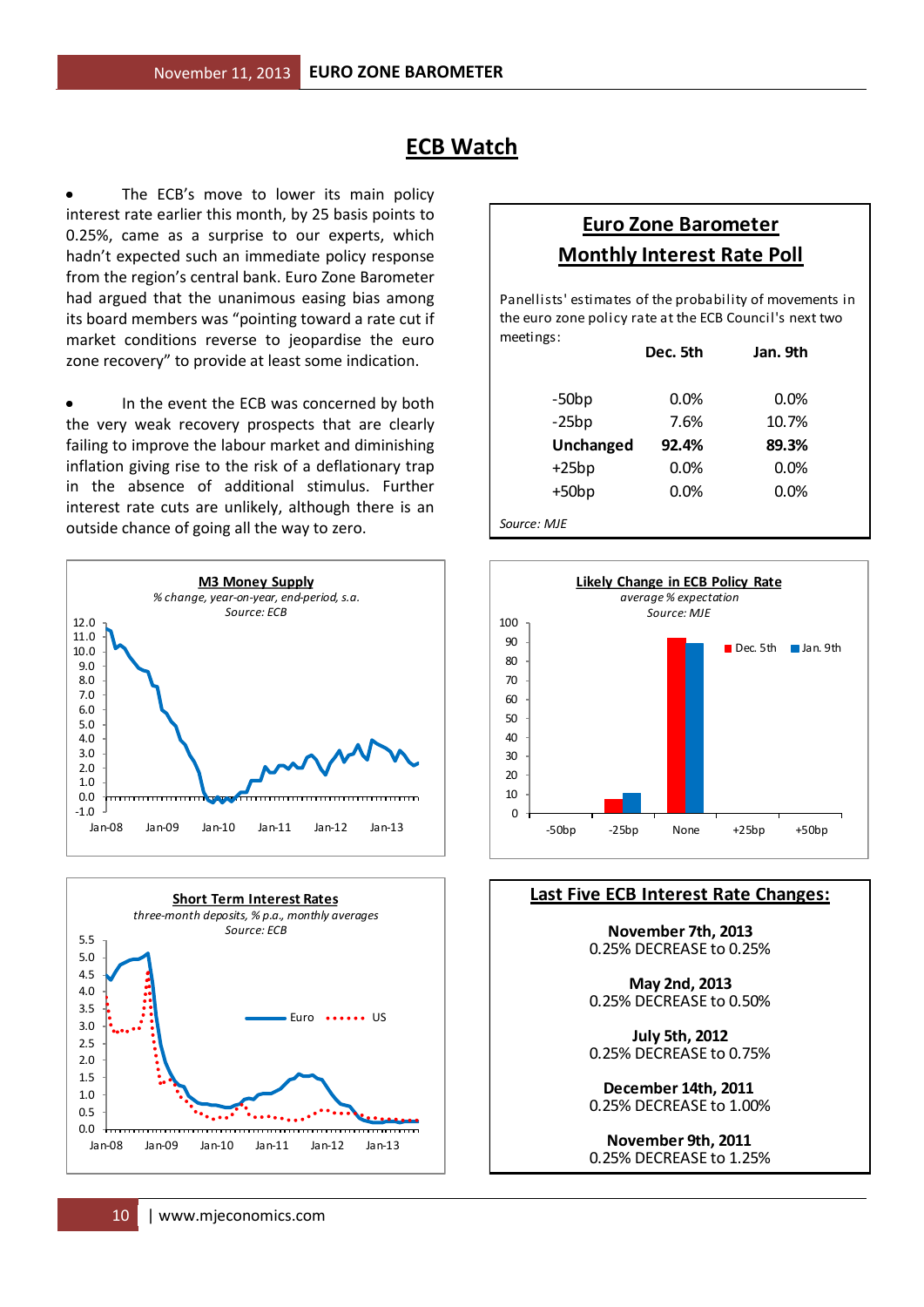# ECB Watch

- The ECB's move to lower its main policy interest rate earlier this month, by 25 basis points to 0.25%, came as a surprise to our experts, which hadn't expected such an immediate policy response from the region's central bank. Euro Zone Barometer had argued that the unanimous easing bias among its board members was "pointing toward a rate cut if market conditions reverse to jeopardise the euro zone recovery" to provide at least some indication.

- In the event the ECB was concerned by both the very weak recovery prospects that are clearly failing to improve the labour market and diminishing inflation giving rise to the risk of a deflationary trap in the absence of additional stimulus. Further interest rate cuts are unlikely, although there is an outside chance of going all the way to zero.

## Euro Zone Barometer Monthly Interest Rate Poll

Panellists' estimates of the probability of movements in the euro zone policy rate at the ECB Council's next two meetings:

| | Dec. 5th | Jan. 9th |
|---|---|---|
| -50bp | 0.0% | 0.0% |
| -25bp | 7.6% | 10.7% |
| **Unchanged** | **92.4%** | **89.3%** |
| +25bp | 0.0% | 0.0% |
| +50bp | 0.0% | 0.0% |

*Source: MJE*

### M3 Money Supply
*% change, year-on-year, end-period, s.a.*
*Source: ECB*

### Likely Change in ECB Policy Rate
*average % expectation*
*Source: MJE*

| | -50bp | -25bp | None | +25bp | +50bp |
|---|---|---|---|---|---|
| Dec. 5th | 0.0 | 7.6 | 92.4 | 0.0 | 0.0 |
| Jan. 9th | 0.0 | 10.7 | 89.3 | 0.0 | 0.0 |

### Short Term Interest Rates
*three-month deposits, % p.a., monthly averages*
*Source: ECB*

Euro / US

## Last Five ECB Interest Rate Changes:

**November 7th, 2013**
0.25% DECREASE to 0.25%

**May 2nd, 2013**
0.25% DECREASE to 0.50%

**July 5th, 2012**
0.25% DECREASE to 0.75%

**December 14th, 2011**
0.25% DECREASE to 1.00%

**November 9th, 2011**
0.25% DECREASE to 1.25%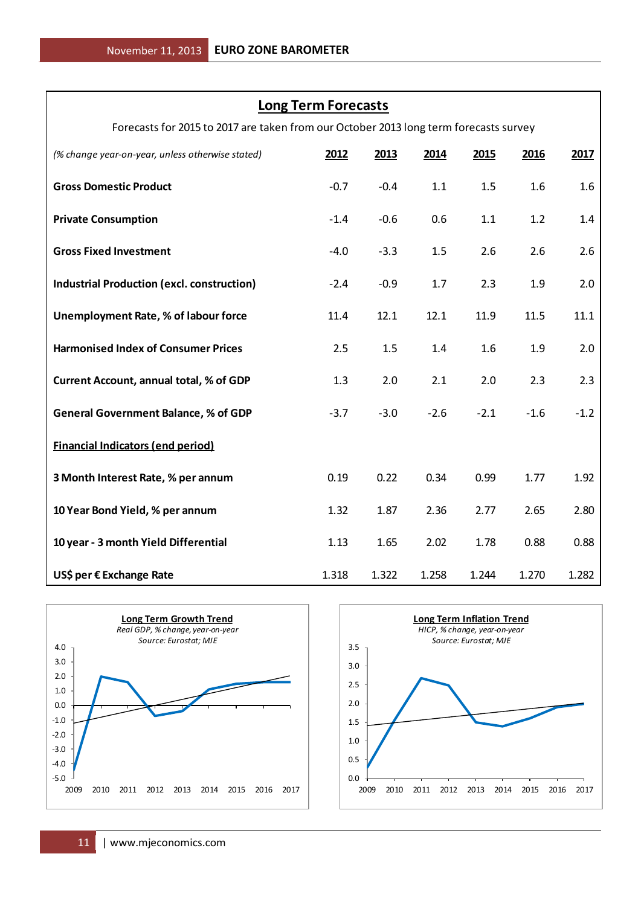## Long Term Forecasts

Forecasts for 2015 to 2017 are taken from our October 2013 long term forecasts survey

| *(% change year-on-year, unless otherwise stated)* | 2012 | 2013 | 2014 | 2015 | 2016 | 2017 |
|---|---|---|---|---|---|---|
| **Gross Domestic Product** | -0.7 | -0.4 | 1.1 | 1.5 | 1.6 | 1.6 |
| **Private Consumption** | -1.4 | -0.6 | 0.6 | 1.1 | 1.2 | 1.4 |
| **Gross Fixed Investment** | -4.0 | -3.3 | 1.5 | 2.6 | 2.6 | 2.6 |
| **Industrial Production (excl. construction)** | -2.4 | -0.9 | 1.7 | 2.3 | 1.9 | 2.0 |
| **Unemployment Rate, % of labour force** | 11.4 | 12.1 | 12.1 | 11.9 | 11.5 | 11.1 |
| **Harmonised Index of Consumer Prices** | 2.5 | 1.5 | 1.4 | 1.6 | 1.9 | 2.0 |
| **Current Account, annual total, % of GDP** | 1.3 | 2.0 | 2.1 | 2.0 | 2.3 | 2.3 |
| **General Government Balance, % of GDP** | -3.7 | -3.0 | -2.6 | -2.1 | -1.6 | -1.2 |
| **Financial Indicators (end period)** | | | | | | |
| **3 Month Interest Rate, % per annum** | 0.19 | 0.22 | 0.34 | 0.99 | 1.77 | 1.92 |
| **10 Year Bond Yield, % per annum** | 1.32 | 1.87 | 2.36 | 2.77 | 2.65 | 2.80 |
| **10 year - 3 month Yield Differential** | 1.13 | 1.65 | 2.02 | 1.78 | 0.88 | 0.88 |
| **US$ per € Exchange Rate** | 1.318 | 1.322 | 1.258 | 1.244 | 1.270 | 1.282 |

**Long Term Growth Trend**
*Real GDP, % change, year-on-year*
*Source: Eurostat; MJE*

**Long Term Inflation Trend**
*HICP, % change, year-on-year*
*Source: Eurostat; MJE*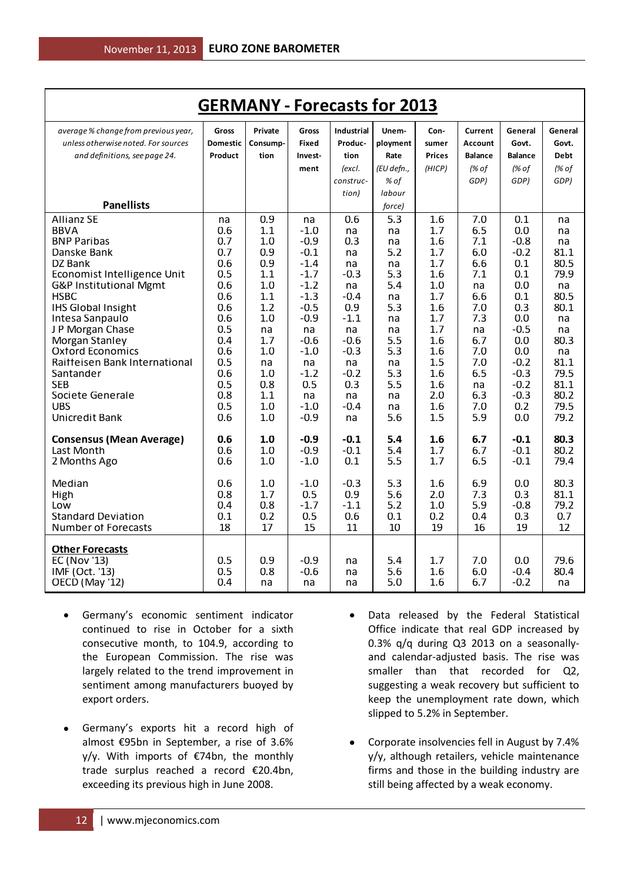# GERMANY - Forecasts for 2013

| *average % change from previous year, unless otherwise noted. For sources and definitions, see page 24.*<br>**Panellists** | **Gross Domestic Product** | **Private Consump-tion** | **Gross Fixed Invest-ment** | **Industrial Produc-tion** *(excl. construc-tion)* | **Unem-ployment Rate** *(EU defn., % of labour force)* | **Con-sumer Prices** *(HICP)* | **Current Account Balance** *(% of GDP)* | **General Govt. Balance** *(% of GDP)* | **General Govt. Debt** *(% of GDP)* |
|---|---|---|---|---|---|---|---|---|---|
| Allianz SE | na | 0.9 | na | 0.6 | 5.3 | 1.6 | 7.0 | 0.1 | na |
| BBVA | 0.6 | 1.1 | -1.0 | na | na | 1.7 | 6.5 | 0.0 | na |
| BNP Paribas | 0.7 | 1.0 | -0.9 | 0.3 | na | 1.6 | 7.1 | -0.8 | na |
| Danske Bank | 0.7 | 0.9 | -0.1 | na | 5.2 | 1.7 | 6.0 | -0.2 | 81.1 |
| DZ Bank | 0.6 | 0.9 | -1.4 | na | na | 1.7 | 6.6 | 0.1 | 80.5 |
| Economist Intelligence Unit | 0.5 | 1.1 | -1.7 | -0.3 | 5.3 | 1.6 | 7.1 | 0.1 | 79.9 |
| G&P Institutional Mgmt | 0.6 | 1.0 | -1.2 | na | 5.4 | 1.0 | na | 0.0 | na |
| HSBC | 0.6 | 1.1 | -1.3 | -0.4 | na | 1.7 | 6.6 | 0.1 | 80.5 |
| IHS Global Insight | 0.6 | 1.2 | -0.5 | 0.9 | 5.3 | 1.6 | 7.0 | 0.3 | 80.1 |
| Intesa Sanpaulo | 0.6 | 1.0 | -0.9 | -1.1 | na | 1.7 | 7.3 | 0.0 | na |
| J P Morgan Chase | 0.5 | na | na | na | na | 1.7 | na | -0.5 | na |
| Morgan Stanley | 0.4 | 1.7 | -0.6 | -0.6 | 5.5 | 1.6 | 6.7 | 0.0 | 80.3 |
| Oxford Economics | 0.6 | 1.0 | -1.0 | -0.3 | 5.3 | 1.6 | 7.0 | 0.0 | na |
| Raiffeisen Bank International | 0.5 | na | na | na | na | 1.5 | 7.0 | -0.2 | 81.1 |
| Santander | 0.6 | 1.0 | -1.2 | -0.2 | 5.3 | 1.6 | 6.5 | -0.3 | 79.5 |
| SEB | 0.5 | 0.8 | 0.5 | 0.3 | 5.5 | 1.6 | na | -0.2 | 81.1 |
| Societe Generale | 0.8 | 1.1 | na | na | na | 2.0 | 6.3 | -0.3 | 80.2 |
| UBS | 0.5 | 1.0 | -1.0 | -0.4 | na | 1.6 | 7.0 | 0.2 | 79.5 |
| Unicredit Bank | 0.6 | 1.0 | -0.9 | na | 5.6 | 1.5 | 5.9 | 0.0 | 79.2 |
| **Consensus (Mean Average)** | **0.6** | **1.0** | **-0.9** | **-0.1** | **5.4** | **1.6** | **6.7** | **-0.1** | **80.3** |
| Last Month | 0.6 | 1.0 | -0.9 | -0.1 | 5.4 | 1.7 | 6.7 | -0.1 | 80.2 |
| 2 Months Ago | 0.6 | 1.0 | -1.0 | 0.1 | 5.5 | 1.7 | 6.5 | -0.1 | 79.4 |
| Median | 0.6 | 1.0 | -1.0 | -0.3 | 5.3 | 1.6 | 6.9 | 0.0 | 80.3 |
| High | 0.8 | 1.7 | 0.5 | 0.9 | 5.6 | 2.0 | 7.3 | 0.3 | 81.1 |
| Low | 0.4 | 0.8 | -1.7 | -1.1 | 5.2 | 1.0 | 5.9 | -0.8 | 79.2 |
| Standard Deviation | 0.1 | 0.2 | 0.5 | 0.6 | 0.1 | 0.2 | 0.4 | 0.3 | 0.7 |
| Number of Forecasts | 18 | 17 | 15 | 11 | 10 | 19 | 16 | 19 | 12 |
| **Other Forecasts** | | | | | | | | | |
| EC (Nov '13) | 0.5 | 0.9 | -0.9 | na | 5.4 | 1.7 | 7.0 | 0.0 | 79.6 |
| IMF (Oct. '13) | 0.5 | 0.8 | -0.6 | na | 5.6 | 1.6 | 6.0 | -0.4 | 80.4 |
| OECD (May '12) | 0.4 | na | na | na | 5.0 | 1.6 | 6.7 | -0.2 | na |

- Germany's economic sentiment indicator continued to rise in October for a sixth consecutive month, to 104.9, according to the European Commission. The rise was largely related to the trend improvement in sentiment among manufacturers buoyed by export orders.

- Germany's exports hit a record high of almost €95bn in September, a rise of 3.6% y/y. With imports of €74bn, the monthly trade surplus reached a record €20.4bn, exceeding its previous high in June 2008.

- Data released by the Federal Statistical Office indicate that real GDP increased by 0.3% q/q during Q3 2013 on a seasonally- and calendar-adjusted basis. The rise was smaller than that recorded for Q2, suggesting a weak recovery but sufficient to keep the unemployment rate down, which slipped to 5.2% in September.

- Corporate insolvencies fell in August by 7.4% y/y, although retailers, vehicle maintenance firms and those in the building industry are still being affected by a weak economy.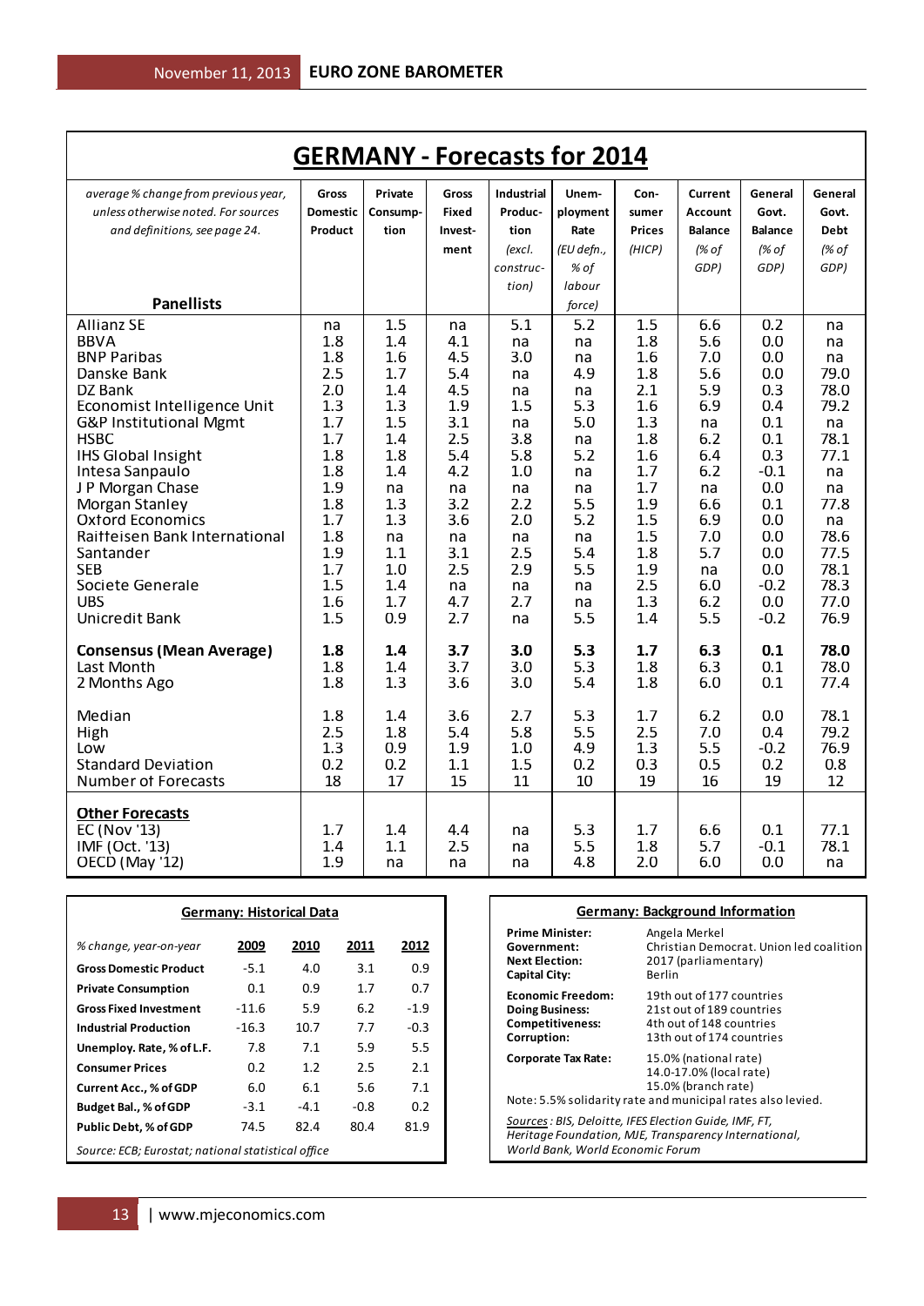# GERMANY - Forecasts for 2014

| *average % change from previous year, unless otherwise noted. For sources and definitions, see page 24.* **Panellists** | Gross Domestic Product | Private Consump-tion | Gross Fixed Invest-ment | Industrial Produc-tion *(excl. construc-tion)* | Unem-ployment Rate *(EU defn., % of labour force)* | Con-sumer Prices *(HICP)* | Current Account Balance *(% of GDP)* | General Govt. Balance *(% of GDP)* | General Govt. Debt *(% of GDP)* |
|---|---|---|---|---|---|---|---|---|---|
| Allianz SE | na | 1.5 | na | 5.1 | 5.2 | 1.5 | 6.6 | 0.2 | na |
| BBVA | 1.8 | 1.4 | 4.1 | na | na | 1.8 | 5.6 | 0.0 | na |
| BNP Paribas | 1.8 | 1.6 | 4.5 | 3.0 | na | 1.6 | 7.0 | 0.0 | na |
| Danske Bank | 2.5 | 1.7 | 5.4 | na | 4.9 | 1.8 | 5.6 | 0.0 | 79.0 |
| DZ Bank | 2.0 | 1.4 | 4.5 | na | na | 2.1 | 5.9 | 0.3 | 78.0 |
| Economist Intelligence Unit | 1.3 | 1.3 | 1.9 | 1.5 | 5.3 | 1.6 | 6.9 | 0.4 | 79.2 |
| G&P Institutional Mgmt | 1.7 | 1.5 | 3.1 | na | 5.0 | 1.3 | na | 0.1 | na |
| HSBC | 1.7 | 1.4 | 2.5 | 3.8 | na | 1.8 | 6.2 | 0.1 | 78.1 |
| IHS Global Insight | 1.8 | 1.8 | 5.4 | 5.8 | 5.2 | 1.6 | 6.4 | 0.3 | 77.1 |
| Intesa Sanpaulo | 1.8 | 1.4 | 4.2 | 1.0 | na | 1.7 | 6.2 | -0.1 | na |
| J P Morgan Chase | 1.9 | na | na | na | na | 1.7 | na | 0.0 | na |
| Morgan Stanley | 1.8 | 1.3 | 3.2 | 2.2 | 5.5 | 1.9 | 6.6 | 0.1 | 77.8 |
| Oxford Economics | 1.7 | 1.3 | 3.6 | 2.0 | 5.2 | 1.5 | 6.9 | 0.0 | na |
| Raiffeisen Bank International | 1.8 | na | na | na | na | 1.5 | 7.0 | 0.0 | 78.6 |
| Santander | 1.9 | 1.1 | 3.1 | 2.5 | 5.4 | 1.8 | 5.7 | 0.0 | 77.5 |
| SEB | 1.7 | 1.0 | 2.5 | 2.9 | 5.5 | 1.9 | na | 0.0 | 78.1 |
| Societe Generale | 1.5 | 1.4 | na | na | na | 2.5 | 6.0 | -0.2 | 78.3 |
| UBS | 1.6 | 1.7 | 4.7 | 2.7 | na | 1.3 | 6.2 | 0.0 | 77.0 |
| Unicredit Bank | 1.5 | 0.9 | 2.7 | na | 5.5 | 1.4 | 5.5 | -0.2 | 76.9 |
| **Consensus (Mean Average)** | **1.8** | **1.4** | **3.7** | **3.0** | **5.3** | **1.7** | **6.3** | **0.1** | **78.0** |
| Last Month | 1.8 | 1.4 | 3.7 | 3.0 | 5.3 | 1.8 | 6.3 | 0.1 | 78.0 |
| 2 Months Ago | 1.8 | 1.3 | 3.6 | 3.0 | 5.4 | 1.8 | 6.0 | 0.1 | 77.4 |
| Median | 1.8 | 1.4 | 3.6 | 2.7 | 5.3 | 1.7 | 6.2 | 0.0 | 78.1 |
| High | 2.5 | 1.8 | 5.4 | 5.8 | 5.5 | 2.5 | 7.0 | 0.4 | 79.2 |
| Low | 1.3 | 0.9 | 1.9 | 1.0 | 4.9 | 1.3 | 5.5 | -0.2 | 76.9 |
| Standard Deviation | 0.2 | 0.2 | 1.1 | 1.5 | 0.2 | 0.3 | 0.5 | 0.2 | 0.8 |
| Number of Forecasts | 18 | 17 | 15 | 11 | 10 | 19 | 16 | 19 | 12 |
| **Other Forecasts** | | | | | | | | | |
| EC (Nov '13) | 1.7 | 1.4 | 4.4 | na | 5.3 | 1.7 | 6.6 | 0.1 | 77.1 |
| IMF (Oct. '13) | 1.4 | 1.1 | 2.5 | na | 5.5 | 1.8 | 5.7 | -0.1 | 78.1 |
| OECD (May '12) | 1.9 | na | na | na | 4.8 | 2.0 | 6.0 | 0.0 | na |

## Germany: Historical Data

| *% change, year-on-year* | 2009 | 2010 | 2011 | 2012 |
|---|---|---|---|---|
| **Gross Domestic Product** | -5.1 | 4.0 | 3.1 | 0.9 |
| **Private Consumption** | 0.1 | 0.9 | 1.7 | 0.7 |
| **Gross Fixed Investment** | -11.6 | 5.9 | 6.2 | -1.9 |
| **Industrial Production** | -16.3 | 10.7 | 7.7 | -0.3 |
| **Unemploy. Rate, % of L.F.** | 7.8 | 7.1 | 5.9 | 5.5 |
| **Consumer Prices** | 0.2 | 1.2 | 2.5 | 2.1 |
| **Current Acc., % of GDP** | 6.0 | 6.1 | 5.6 | 7.1 |
| **Budget Bal., % of GDP** | -3.1 | -4.1 | -0.8 | 0.2 |
| **Public Debt, % of GDP** | 74.5 | 82.4 | 80.4 | 81.9 |

*Source: ECB; Eurostat; national statistical office*

## Germany: Background Information

| | |
|---|---|
| **Prime Minister:** | Angela Merkel |
| **Government:** | Christian Democrat. Union led coalition |
| **Next Election:** | 2017 (parliamentary) |
| **Capital City:** | Berlin |
| **Economic Freedom:** | 19th out of 177 countries |
| **Doing Business:** | 21st out of 189 countries |
| **Competitiveness:** | 4th out of 148 countries |
| **Corruption:** | 13th out of 174 countries |
| **Corporate Tax Rate:** | 15.0% (national rate) 14.0-17.0% (local rate) 15.0% (branch rate) |

Note: 5.5% solidarity rate and municipal rates also levied.

*Sources: BIS, Deloitte, IFES Election Guide, IMF, FT, Heritage Foundation, MJE, Transparency International, World Bank, World Economic Forum*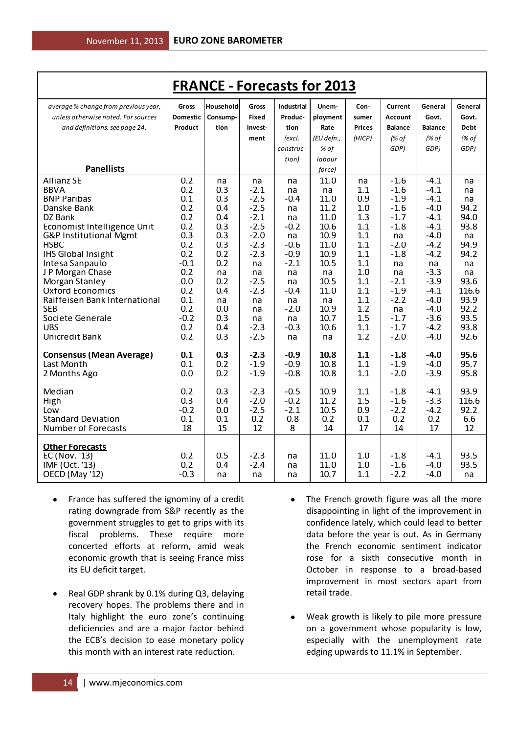# FRANCE - Forecasts for 2013

| *average % change from previous year, unless otherwise noted. For sources and definitions, see page 24.* **Panellists** | Gross Domestic Product | Household Consump-tion | Gross Fixed Invest-ment | Industrial Produc-tion *(excl. construc-tion)* | Unem-ployment Rate *(EU defn., % of labour force)* | Con-sumer Prices *(HICP)* | Current Account Balance *(% of GDP)* | General Govt. Balance *(% of GDP)* | General Govt. Debt *(% of GDP)* |
|---|---|---|---|---|---|---|---|---|---|
| Allianz SE | 0.2 | na | na | na | 11.0 | na | -1.6 | -4.1 | na |
| BBVA | 0.2 | 0.3 | -2.1 | na | na | 1.1 | -1.6 | -4.1 | na |
| BNP Paribas | 0.1 | 0.3 | -2.5 | -0.4 | 11.0 | 0.9 | -1.9 | -4.1 | na |
| Danske Bank | 0.2 | 0.4 | -2.5 | na | 11.2 | 1.0 | -1.6 | -4.0 | 94.2 |
| DZ Bank | 0.2 | 0.4 | -2.1 | na | 11.0 | 1.3 | -1.7 | -4.1 | 94.0 |
| Economist Intelligence Unit | 0.2 | 0.3 | -2.5 | -0.2 | 10.6 | 1.1 | -1.8 | -4.1 | 93.8 |
| G&P Institutional Mgmt | 0.3 | 0.3 | -2.0 | na | 10.9 | 1.1 | na | -4.0 | na |
| HSBC | 0.2 | 0.3 | -2.3 | -0.6 | 11.0 | 1.1 | -2.0 | -4.2 | 94.9 |
| IHS Global Insight | 0.2 | 0.2 | -2.3 | -0.9 | 10.9 | 1.1 | -1.8 | -4.2 | 94.2 |
| Intesa Sanpaulo | -0.1 | 0.2 | na | -2.1 | 10.5 | 1.1 | na | na | na |
| J P Morgan Chase | 0.2 | na | na | na | na | 1.0 | na | -3.3 | na |
| Morgan Stanley | 0.0 | 0.2 | -2.5 | na | 10.5 | 1.1 | -2.1 | -3.9 | 93.6 |
| Oxford Economics | 0.2 | 0.4 | -2.3 | -0.4 | 11.0 | 1.1 | -1.9 | -4.1 | 116.6 |
| Raiffeisen Bank International | 0.1 | na | na | na | na | 1.1 | -2.2 | -4.0 | 93.9 |
| SEB | 0.2 | 0.0 | na | -2.0 | 10.9 | 1.2 | na | -4.0 | 92.2 |
| Societe Generale | -0.2 | 0.3 | na | na | 10.7 | 1.5 | -1.7 | -3.6 | 93.5 |
| UBS | 0.2 | 0.4 | -2.3 | -0.3 | 10.6 | 1.1 | -1.7 | -4.2 | 93.8 |
| Unicredit Bank | 0.2 | 0.3 | -2.5 | na | na | 1.2 | -2.0 | -4.0 | 92.6 |
| **Consensus (Mean Average)** | **0.1** | **0.3** | **-2.3** | **-0.9** | **10.8** | **1.1** | **-1.8** | **-4.0** | **95.6** |
| Last Month | 0.1 | 0.2 | -1.9 | -0.9 | 10.8 | 1.1 | -1.9 | -4.0 | 95.7 |
| 2 Months Ago | 0.0 | 0.2 | -1.9 | -0.8 | 10.8 | 1.1 | -2.0 | -3.9 | 95.8 |
| Median | 0.2 | 0.3 | -2.3 | -0.5 | 10.9 | 1.1 | -1.8 | -4.1 | 93.9 |
| High | 0.3 | 0.4 | -2.0 | -0.2 | 11.2 | 1.5 | -1.6 | -3.3 | 116.6 |
| Low | -0.2 | 0.0 | -2.5 | -2.1 | 10.5 | 0.9 | -2.2 | -4.2 | 92.2 |
| Standard Deviation | 0.1 | 0.1 | 0.2 | 0.8 | 0.2 | 0.1 | 0.2 | 0.2 | 6.6 |
| Number of Forecasts | 18 | 15 | 12 | 8 | 14 | 17 | 14 | 17 | 12 |
| **Other Forecasts** | | | | | | | | | |
| EC (Nov. '13) | 0.2 | 0.5 | -2.3 | na | 11.0 | 1.0 | -1.8 | -4.1 | 93.5 |
| IMF (Oct. '13) | 0.2 | 0.4 | -2.4 | na | 11.0 | 1.0 | -1.6 | -4.0 | 93.5 |
| OECD (May '12) | -0.3 | na | na | na | 10.7 | 1.1 | -2.2 | -4.0 | na |

- France has suffered the ignominy of a credit rating downgrade from S&P recently as the government struggles to get to grips with its fiscal problems. These require more concerted efforts at reform, amid weak economic growth that is seeing France miss its EU deficit target.

- Real GDP shrank by 0.1% during Q3, delaying recovery hopes. The problems there and in Italy highlight the euro zone's continuing deficiencies and are a major factor behind the ECB's decision to ease monetary policy this month with an interest rate reduction.

- The French growth figure was all the more disappointing in light of the improvement in confidence lately, which could lead to better data before the year is out. As in Germany the French economic sentiment indicator rose for a sixth consecutive month in October in response to a broad-based improvement in most sectors apart from retail trade.

- Weak growth is likely to pile more pressure on a government whose popularity is low, especially with the unemployment rate edging upwards to 11.1% in September.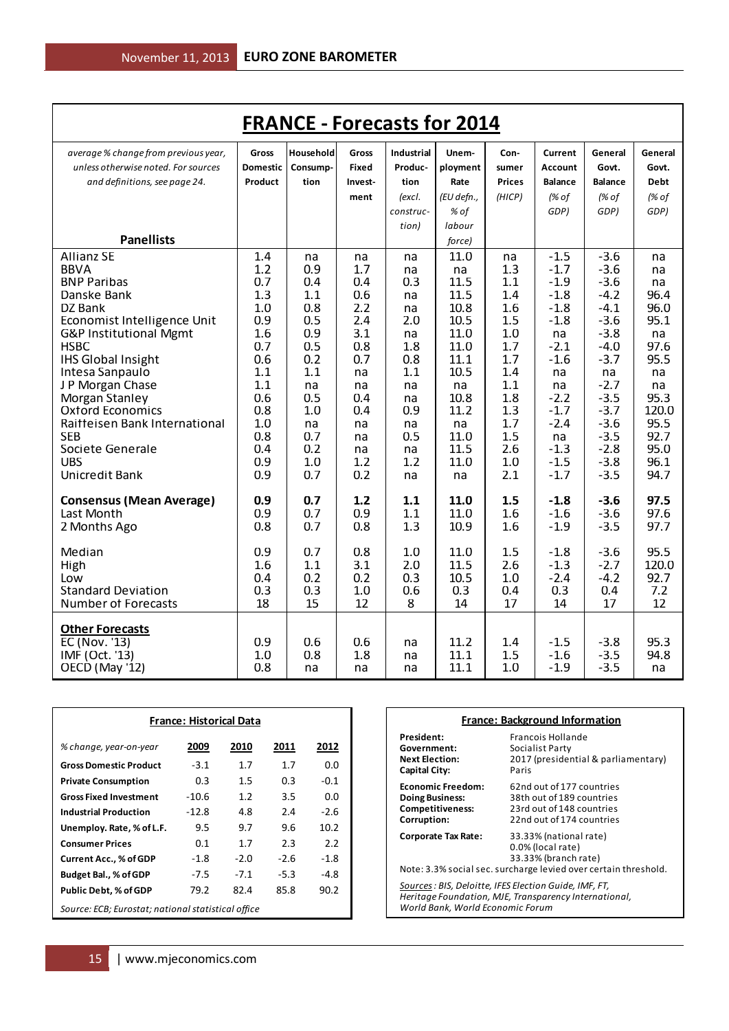# FRANCE - Forecasts for 2014

| *average % change from previous year, unless otherwise noted. For sources and definitions, see page 24.* **Panellists** | Gross Domestic Product | Household Consumption | Gross Fixed Investment | Industrial Production (excl. construction) | Unemployment Rate (EU defn., % of labour force) | Consumer Prices (HICP) | Current Account Balance (% of GDP) | General Govt. Balance (% of GDP) | General Govt. Debt (% of GDP) |
|---|---|---|---|---|---|---|---|---|---|
| Allianz SE | 1.4 | na | na | na | 11.0 | na | -1.5 | -3.6 | na |
| BBVA | 1.2 | 0.9 | 1.7 | na | na | 1.3 | -1.7 | -3.6 | na |
| BNP Paribas | 0.7 | 0.4 | 0.4 | 0.3 | 11.5 | 1.1 | -1.9 | -3.6 | na |
| Danske Bank | 1.3 | 1.1 | 0.6 | na | 11.5 | 1.4 | -1.8 | -4.2 | 96.4 |
| DZ Bank | 1.0 | 0.8 | 2.2 | na | 10.8 | 1.6 | -1.8 | -4.1 | 96.0 |
| Economist Intelligence Unit | 0.9 | 0.5 | 2.4 | 2.0 | 10.5 | 1.5 | -1.8 | -3.6 | 95.1 |
| G&P Institutional Mgmt | 1.6 | 0.9 | 3.1 | na | 11.0 | 1.0 | na | -3.8 | na |
| HSBC | 0.7 | 0.5 | 0.8 | 1.8 | 11.0 | 1.7 | -2.1 | -4.0 | 97.6 |
| IHS Global Insight | 0.6 | 0.2 | 0.7 | 0.8 | 11.1 | 1.7 | -1.6 | -3.7 | 95.5 |
| Intesa Sanpaulo | 1.1 | 1.1 | na | 1.1 | 10.5 | 1.4 | na | na | na |
| J P Morgan Chase | 1.1 | na | na | na | na | 1.1 | na | -2.7 | na |
| Morgan Stanley | 0.6 | 0.5 | 0.4 | na | 10.8 | 1.8 | -2.2 | -3.5 | 95.3 |
| Oxford Economics | 0.8 | 1.0 | 0.4 | 0.9 | 11.2 | 1.3 | -1.7 | -3.7 | 120.0 |
| Raiffeisen Bank International | 1.0 | na | na | na | na | 1.7 | -2.4 | -3.6 | 95.5 |
| SEB | 0.8 | 0.7 | na | 0.5 | 11.0 | 1.5 | na | -3.5 | 92.7 |
| Societe Generale | 0.4 | 0.2 | na | na | 11.5 | 2.6 | -1.3 | -2.8 | 95.0 |
| UBS | 0.9 | 1.0 | 1.2 | 1.2 | 11.0 | 1.0 | -1.5 | -3.8 | 96.1 |
| Unicredit Bank | 0.9 | 0.7 | 0.2 | na | na | 2.1 | -1.7 | -3.5 | 94.7 |
| **Consensus (Mean Average)** | **0.9** | **0.7** | **1.2** | **1.1** | **11.0** | **1.5** | **-1.8** | **-3.6** | **97.5** |
| Last Month | 0.9 | 0.7 | 0.9 | 1.1 | 11.0 | 1.6 | -1.6 | -3.6 | 97.6 |
| 2 Months Ago | 0.8 | 0.7 | 0.8 | 1.3 | 10.9 | 1.6 | -1.9 | -3.5 | 97.7 |
| Median | 0.9 | 0.7 | 0.8 | 1.0 | 11.0 | 1.5 | -1.8 | -3.6 | 95.5 |
| High | 1.6 | 1.1 | 3.1 | 2.0 | 11.5 | 2.6 | -1.3 | -2.7 | 120.0 |
| Low | 0.4 | 0.2 | 0.2 | 0.3 | 10.5 | 1.0 | -2.4 | -4.2 | 92.7 |
| Standard Deviation | 0.3 | 0.3 | 1.0 | 0.6 | 0.3 | 0.4 | 0.3 | 0.4 | 7.2 |
| Number of Forecasts | 18 | 15 | 12 | 8 | 14 | 17 | 14 | 17 | 12 |
| **Other Forecasts** | | | | | | | | | |
| EC (Nov. '13) | 0.9 | 0.6 | 0.6 | na | 11.2 | 1.4 | -1.5 | -3.8 | 95.3 |
| IMF (Oct. '13) | 1.0 | 0.8 | 1.8 | na | 11.1 | 1.5 | -1.6 | -3.5 | 94.8 |
| OECD (May '12) | 0.8 | na | na | na | 11.1 | 1.0 | -1.9 | -3.5 | na |

## France: Historical Data

| *% change, year-on-year* | 2009 | 2010 | 2011 | 2012 |
|---|---|---|---|---|
| **Gross Domestic Product** | -3.1 | 1.7 | 1.7 | 0.0 |
| **Private Consumption** | 0.3 | 1.5 | 0.3 | -0.1 |
| **Gross Fixed Investment** | -10.6 | 1.2 | 3.5 | 0.0 |
| **Industrial Production** | -12.8 | 4.8 | 2.4 | -2.6 |
| **Unemploy. Rate, % of L.F.** | 9.5 | 9.7 | 9.6 | 10.2 |
| **Consumer Prices** | 0.1 | 1.7 | 2.3 | 2.2 |
| **Current Acc., % of GDP** | -1.8 | -2.0 | -2.6 | -1.8 |
| **Budget Bal., % of GDP** | -7.5 | -7.1 | -5.3 | -4.8 |
| **Public Debt, % of GDP** | 79.2 | 82.4 | 85.8 | 90.2 |

*Source: ECB; Eurostat; national statistical office*

## France: Background Information

| | |
|---|---|
| **President:** | Francois Hollande |
| **Government:** | Socialist Party |
| **Next Election:** | 2017 (presidential & parliamentary) |
| **Capital City:** | Paris |
| **Economic Freedom:** | 62nd out of 177 countries |
| **Doing Business:** | 38th out of 189 countries |
| **Competitiveness:** | 23rd out of 148 countries |
| **Corruption:** | 22nd out of 174 countries |
| **Corporate Tax Rate:** | 33.33% (national rate)<br>0.0% (local rate)<br>33.33% (branch rate) |

Note: 3.3% social sec. surcharge levied over certain threshold.

*Sources: BIS, Deloitte, IFES Election Guide, IMF, FT, Heritage Foundation, MJE, Transparency International, World Bank, World Economic Forum*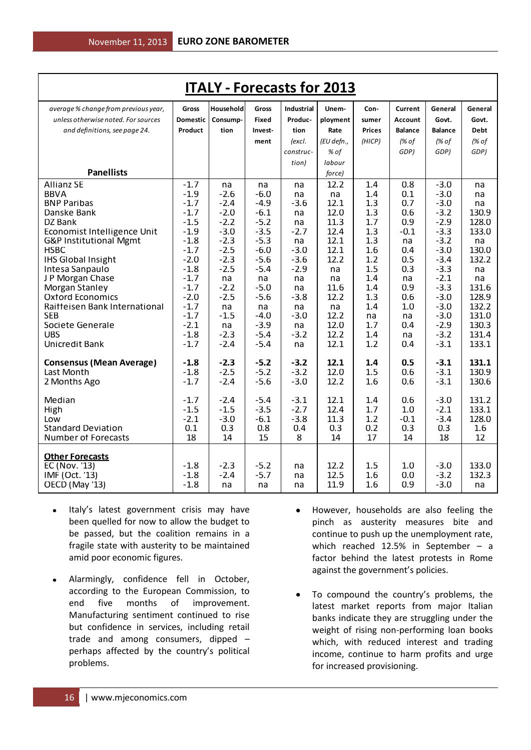# ITALY - Forecasts for 2013

| *average % change from previous year, unless otherwise noted. For sources and definitions, see page 24.* **Panellists** | Gross Domestic Product | Household Consump-tion | Gross Fixed Invest-ment | Industrial Produc-tion *(excl. construc-tion)* | Unem-ployment Rate *(EU defn., % of labour force)* | Con-sumer Prices *(HICP)* | Current Account Balance *(% of GDP)* | General Govt. Balance *(% of GDP)* | General Govt. Debt *(% of GDP)* |
|---|---|---|---|---|---|---|---|---|---|
| Allianz SE | -1.7 | na | na | na | 12.2 | 1.4 | 0.8 | -3.0 | na |
| BBVA | -1.9 | -2.6 | -6.0 | na | na | 1.4 | 0.1 | -3.0 | na |
| BNP Paribas | -1.7 | -2.4 | -4.9 | -3.6 | 12.1 | 1.3 | 0.7 | -3.0 | na |
| Danske Bank | -1.7 | -2.0 | -6.1 | na | 12.0 | 1.3 | 0.6 | -3.2 | 130.9 |
| DZ Bank | -1.5 | -2.2 | -5.2 | na | 11.3 | 1.7 | 0.9 | -2.9 | 128.0 |
| Economist Intelligence Unit | -1.9 | -3.0 | -3.5 | -2.7 | 12.4 | 1.3 | -0.1 | -3.3 | 133.0 |
| G&P Institutional Mgmt | -1.8 | -2.3 | -5.3 | na | 12.1 | 1.3 | na | -3.2 | na |
| HSBC | -1.7 | -2.5 | -6.0 | -3.0 | 12.1 | 1.6 | 0.4 | -3.0 | 130.0 |
| IHS Global Insight | -2.0 | -2.3 | -5.6 | -3.6 | 12.2 | 1.2 | 0.5 | -3.4 | 132.2 |
| Intesa Sanpaulo | -1.8 | -2.5 | -5.4 | -2.9 | na | 1.5 | 0.3 | -3.3 | na |
| J P Morgan Chase | -1.7 | na | na | na | na | 1.4 | na | -2.1 | na |
| Morgan Stanley | -1.7 | -2.2 | -5.0 | na | 11.6 | 1.4 | 0.9 | -3.3 | 131.6 |
| Oxford Economics | -2.0 | -2.5 | -5.6 | -3.8 | 12.2 | 1.3 | 0.6 | -3.0 | 128.9 |
| Raiffeisen Bank International | -1.7 | na | na | na | na | 1.4 | 1.0 | -3.0 | 132.2 |
| SEB | -1.7 | -1.5 | -4.0 | -3.0 | 12.2 | na | na | -3.0 | 131.0 |
| Societe Generale | -2.1 | na | -3.9 | na | 12.0 | 1.7 | 0.4 | -2.9 | 130.3 |
| UBS | -1.8 | -2.3 | -5.4 | -3.2 | 12.2 | 1.4 | na | -3.2 | 131.4 |
| Unicredit Bank | -1.7 | -2.4 | -5.4 | na | 12.1 | 1.2 | 0.4 | -3.1 | 133.1 |
| **Consensus (Mean Average)** | **-1.8** | **-2.3** | **-5.2** | **-3.2** | **12.1** | **1.4** | **0.5** | **-3.1** | **131.1** |
| Last Month | -1.8 | -2.5 | -5.2 | -3.2 | 12.0 | 1.5 | 0.6 | -3.1 | 130.9 |
| 2 Months Ago | -1.7 | -2.4 | -5.6 | -3.0 | 12.2 | 1.6 | 0.6 | -3.1 | 130.6 |
| Median | -1.7 | -2.4 | -5.4 | -3.1 | 12.1 | 1.4 | 0.6 | -3.0 | 131.2 |
| High | -1.5 | -1.5 | -3.5 | -2.7 | 12.4 | 1.7 | 1.0 | -2.1 | 133.1 |
| Low | -2.1 | -3.0 | -6.1 | -3.8 | 11.3 | 1.2 | -0.1 | -3.4 | 128.0 |
| Standard Deviation | 0.1 | 0.3 | 0.8 | 0.4 | 0.3 | 0.2 | 0.3 | 0.3 | 1.6 |
| Number of Forecasts | 18 | 14 | 15 | 8 | 14 | 17 | 14 | 18 | 12 |
| **Other Forecasts** | | | | | | | | | |
| EC (Nov. '13) | -1.8 | -2.3 | -5.2 | na | 12.2 | 1.5 | 1.0 | -3.0 | 133.0 |
| IMF (Oct. '13) | -1.8 | -2.4 | -5.7 | na | 12.5 | 1.6 | 0.0 | -3.2 | 132.3 |
| OECD (May '13) | -1.8 | na | na | na | 11.9 | 1.6 | 0.9 | -3.0 | na |

- Italy's latest government crisis may have been quelled for now to allow the budget to be passed, but the coalition remains in a fragile state with austerity to be maintained amid poor economic figures.
- Alarmingly, confidence fell in October, according to the European Commission, to end five months of improvement. Manufacturing sentiment continued to rise but confidence in services, including retail trade and among consumers, dipped – perhaps affected by the country's political problems.
- However, households are also feeling the pinch as austerity measures bite and continue to push up the unemployment rate, which reached 12.5% in September – a factor behind the latest protests in Rome against the government's policies.
- To compound the country's problems, the latest market reports from major Italian banks indicate they are struggling under the weight of rising non-performing loan books which, with reduced interest and trading income, continue to harm profits and urge for increased provisioning.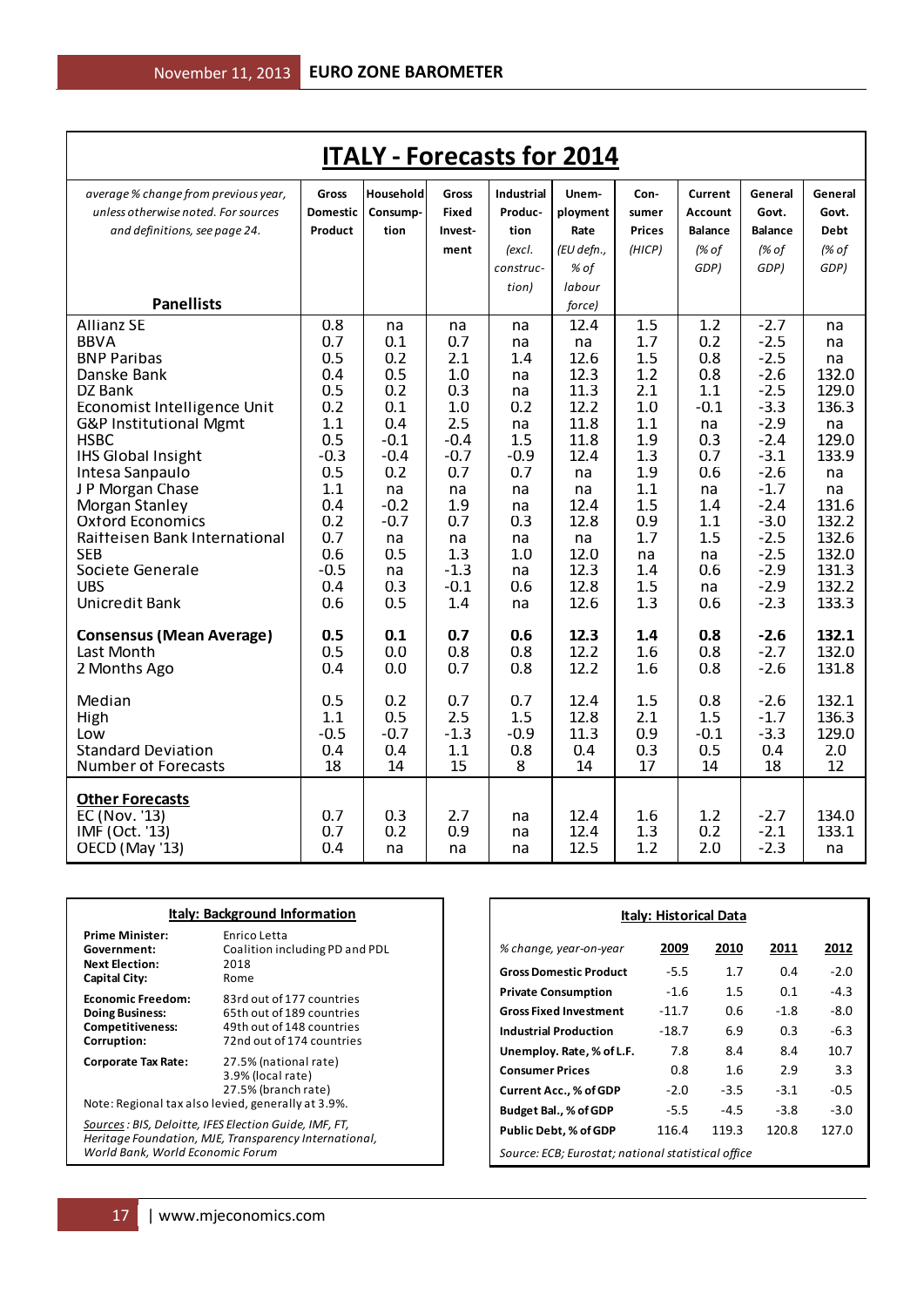# ITALY - Forecasts for 2014

| *average % change from previous year, unless otherwise noted. For sources and definitions, see page 24.* **Panellists** | Gross Domestic Product | Household Consumption | Gross Fixed Investment | Industrial Production *(excl. construction)* | Unemployment Rate *(EU defn., % of labour force)* | Consumer Prices *(HICP)* | Current Account Balance *(% of GDP)* | General Govt. Balance *(% of GDP)* | General Govt. Debt *(% of GDP)* |
|---|---|---|---|---|---|---|---|---|---|
| Allianz SE | 0.8 | na | na | na | 12.4 | 1.5 | 1.2 | -2.7 | na |
| BBVA | 0.7 | 0.1 | 0.7 | na | na | 1.7 | 0.2 | -2.5 | na |
| BNP Paribas | 0.5 | 0.2 | 2.1 | 1.4 | 12.6 | 1.5 | 0.8 | -2.5 | na |
| Danske Bank | 0.4 | 0.5 | 1.0 | na | 12.3 | 1.2 | 0.8 | -2.6 | 132.0 |
| DZ Bank | 0.5 | 0.2 | 0.3 | na | 11.3 | 2.1 | 1.1 | -2.5 | 129.0 |
| Economist Intelligence Unit | 0.2 | 0.1 | 1.0 | 0.2 | 12.2 | 1.0 | -0.1 | -3.3 | 136.3 |
| G&P Institutional Mgmt | 1.1 | 0.4 | 2.5 | na | 11.8 | 1.1 | na | -2.9 | na |
| HSBC | 0.5 | -0.1 | -0.4 | 1.5 | 11.8 | 1.9 | 0.3 | -2.4 | 129.0 |
| IHS Global Insight | -0.3 | -0.4 | -0.7 | -0.9 | 12.4 | 1.3 | 0.7 | -3.1 | 133.9 |
| Intesa Sanpaulo | 0.5 | 0.2 | 0.7 | 0.7 | na | 1.9 | 0.6 | -2.6 | na |
| J P Morgan Chase | 1.1 | na | na | na | na | 1.1 | na | -1.7 | na |
| Morgan Stanley | 0.4 | -0.2 | 1.9 | na | 12.4 | 1.5 | 1.4 | -2.4 | 131.6 |
| Oxford Economics | 0.2 | -0.7 | 0.7 | 0.3 | 12.8 | 0.9 | 1.1 | -3.0 | 132.2 |
| Raiffeisen Bank International | 0.7 | na | na | na | na | 1.7 | 1.5 | -2.5 | 132.6 |
| SEB | 0.6 | 0.5 | 1.3 | 1.0 | 12.0 | na | na | -2.5 | 132.0 |
| Societe Generale | -0.5 | na | -1.3 | na | 12.3 | 1.4 | 0.6 | -2.9 | 131.3 |
| UBS | 0.4 | 0.3 | -0.1 | 0.6 | 12.8 | 1.5 | na | -2.9 | 132.2 |
| Unicredit Bank | 0.6 | 0.5 | 1.4 | na | 12.6 | 1.3 | 0.6 | -2.3 | 133.3 |
| **Consensus (Mean Average)** | **0.5** | **0.1** | **0.7** | **0.6** | **12.3** | **1.4** | **0.8** | **-2.6** | **132.1** |
| Last Month | 0.5 | 0.0 | 0.8 | 0.8 | 12.2 | 1.6 | 0.8 | -2.7 | 132.0 |
| 2 Months Ago | 0.4 | 0.0 | 0.7 | 0.8 | 12.2 | 1.6 | 0.8 | -2.6 | 131.8 |
| Median | 0.5 | 0.2 | 0.7 | 0.7 | 12.4 | 1.5 | 0.8 | -2.6 | 132.1 |
| High | 1.1 | 0.5 | 2.5 | 1.5 | 12.8 | 2.1 | 1.5 | -1.7 | 136.3 |
| Low | -0.5 | -0.7 | -1.3 | -0.9 | 11.3 | 0.9 | -0.1 | -3.3 | 129.0 |
| Standard Deviation | 0.4 | 0.4 | 1.1 | 0.8 | 0.4 | 0.3 | 0.5 | 0.4 | 2.0 |
| Number of Forecasts | 18 | 14 | 15 | 8 | 14 | 17 | 14 | 18 | 12 |
| **Other Forecasts** | | | | | | | | | |
| EC (Nov. '13) | 0.7 | 0.3 | 2.7 | na | 12.4 | 1.6 | 1.2 | -2.7 | 134.0 |
| IMF (Oct. '13) | 0.7 | 0.2 | 0.9 | na | 12.4 | 1.3 | 0.2 | -2.1 | 133.1 |
| OECD (May '13) | 0.4 | na | na | na | 12.5 | 1.2 | 2.0 | -2.3 | na |

## Italy: Background Information

| | |
|---|---|
| **Prime Minister:** | Enrico Letta |
| **Government:** | Coalition including PD and PDL |
| **Next Election:** | 2018 |
| **Capital City:** | Rome |
| **Economic Freedom:** | 83rd out of 177 countries |
| **Doing Business:** | 65th out of 189 countries |
| **Competitiveness:** | 49th out of 148 countries |
| **Corruption:** | 72nd out of 174 countries |
| **Corporate Tax Rate:** | 27.5% (national rate)<br>3.9% (local rate)<br>27.5% (branch rate) |

Note: Regional tax also levied, generally at 3.9%.

*Sources: BIS, Deloitte, IFES Election Guide, IMF, FT, Heritage Foundation, MJE, Transparency International, World Bank, World Economic Forum*

## Italy: Historical Data

| *% change, year-on-year* | 2009 | 2010 | 2011 | 2012 |
|---|---|---|---|---|
| **Gross Domestic Product** | -5.5 | 1.7 | 0.4 | -2.0 |
| **Private Consumption** | -1.6 | 1.5 | 0.1 | -4.3 |
| **Gross Fixed Investment** | -11.7 | 0.6 | -1.8 | -8.0 |
| **Industrial Production** | -18.7 | 6.9 | 0.3 | -6.3 |
| **Unemploy. Rate, % of L.F.** | 7.8 | 8.4 | 8.4 | 10.7 |
| **Consumer Prices** | 0.8 | 1.6 | 2.9 | 3.3 |
| **Current Acc., % of GDP** | -2.0 | -3.5 | -3.1 | -0.5 |
| **Budget Bal., % of GDP** | -5.5 | -4.5 | -3.8 | -3.0 |
| **Public Debt, % of GDP** | 116.4 | 119.3 | 120.8 | 127.0 |

*Source: ECB; Eurostat; national statistical office*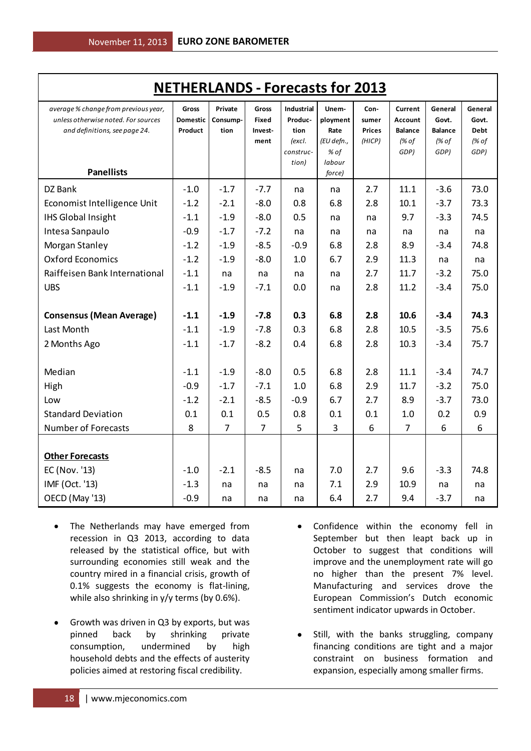# NETHERLANDS - Forecasts for 2013

| *average % change from previous year, unless otherwise noted. For sources and definitions, see page 24.* **Panellists** | **Gross Domestic Product** | **Private Consump-tion** | **Gross Fixed Invest-ment** | **Industrial Produc-tion** *(excl. construc-tion)* | **Unem-ployment Rate** *(EU defn., % of labour force)* | **Con-sumer Prices** *(HICP)* | **Current Account Balance** *(% of GDP)* | **General Govt. Balance** *(% of GDP)* | **General Govt. Debt** *(% of GDP)* |
|---|---|---|---|---|---|---|---|---|---|
| DZ Bank | -1.0 | -1.7 | -7.7 | na | na | 2.7 | 11.1 | -3.6 | 73.0 |
| Economist Intelligence Unit | -1.2 | -2.1 | -8.0 | 0.8 | 6.8 | 2.8 | 10.1 | -3.7 | 73.3 |
| IHS Global Insight | -1.1 | -1.9 | -8.0 | 0.5 | na | na | 9.7 | -3.3 | 74.5 |
| Intesa Sanpaulo | -0.9 | -1.7 | -7.2 | na | na | na | na | na | na |
| Morgan Stanley | -1.2 | -1.9 | -8.5 | -0.9 | 6.8 | 2.8 | 8.9 | -3.4 | 74.8 |
| Oxford Economics | -1.2 | -1.9 | -8.0 | 1.0 | 6.7 | 2.9 | 11.3 | na | na |
| Raiffeisen Bank International | -1.1 | na | na | na | na | 2.7 | 11.7 | -3.2 | 75.0 |
| UBS | -1.1 | -1.9 | -7.1 | 0.0 | na | 2.8 | 11.2 | -3.4 | 75.0 |
| | | | | | | | | | |
| **Consensus (Mean Average)** | **-1.1** | **-1.9** | **-7.8** | **0.3** | **6.8** | **2.8** | **10.6** | **-3.4** | **74.3** |
| Last Month | -1.1 | -1.9 | -7.8 | 0.3 | 6.8 | 2.8 | 10.5 | -3.5 | 75.6 |
| 2 Months Ago | -1.1 | -1.7 | -8.2 | 0.4 | 6.8 | 2.8 | 10.3 | -3.4 | 75.7 |
| | | | | | | | | | |
| Median | -1.1 | -1.9 | -8.0 | 0.5 | 6.8 | 2.8 | 11.1 | -3.4 | 74.7 |
| High | -0.9 | -1.7 | -7.1 | 1.0 | 6.8 | 2.9 | 11.7 | -3.2 | 75.0 |
| Low | -1.2 | -2.1 | -8.5 | -0.9 | 6.7 | 2.7 | 8.9 | -3.7 | 73.0 |
| Standard Deviation | 0.1 | 0.1 | 0.5 | 0.8 | 0.1 | 0.1 | 1.0 | 0.2 | 0.9 |
| Number of Forecasts | 8 | 7 | 7 | 5 | 3 | 6 | 7 | 6 | 6 |
| | | | | | | | | | |
| **Other Forecasts** | | | | | | | | | |
| EC (Nov. '13) | -1.0 | -2.1 | -8.5 | na | 7.0 | 2.7 | 9.6 | -3.3 | 74.8 |
| IMF (Oct. '13) | -1.3 | na | na | na | 7.1 | 2.9 | 10.9 | na | na |
| OECD (May '13) | -0.9 | na | na | na | 6.4 | 2.7 | 9.4 | -3.7 | na |

- The Netherlands may have emerged from recession in Q3 2013, according to data released by the statistical office, but with surrounding economies still weak and the country mired in a financial crisis, growth of 0.1% suggests the economy is flat-lining, while also shrinking in y/y terms (by 0.6%).

- Growth was driven in Q3 by exports, but was pinned back by shrinking private consumption, undermined by high household debts and the effects of austerity policies aimed at restoring fiscal credibility.

- Confidence within the economy fell in September but then leapt back up in October to suggest that conditions will improve and the unemployment rate will go no higher than the present 7% level. Manufacturing and services drove the European Commission's Dutch economic sentiment indicator upwards in October.

- Still, with the banks struggling, company financing conditions are tight and a major constraint on business formation and expansion, especially among smaller firms.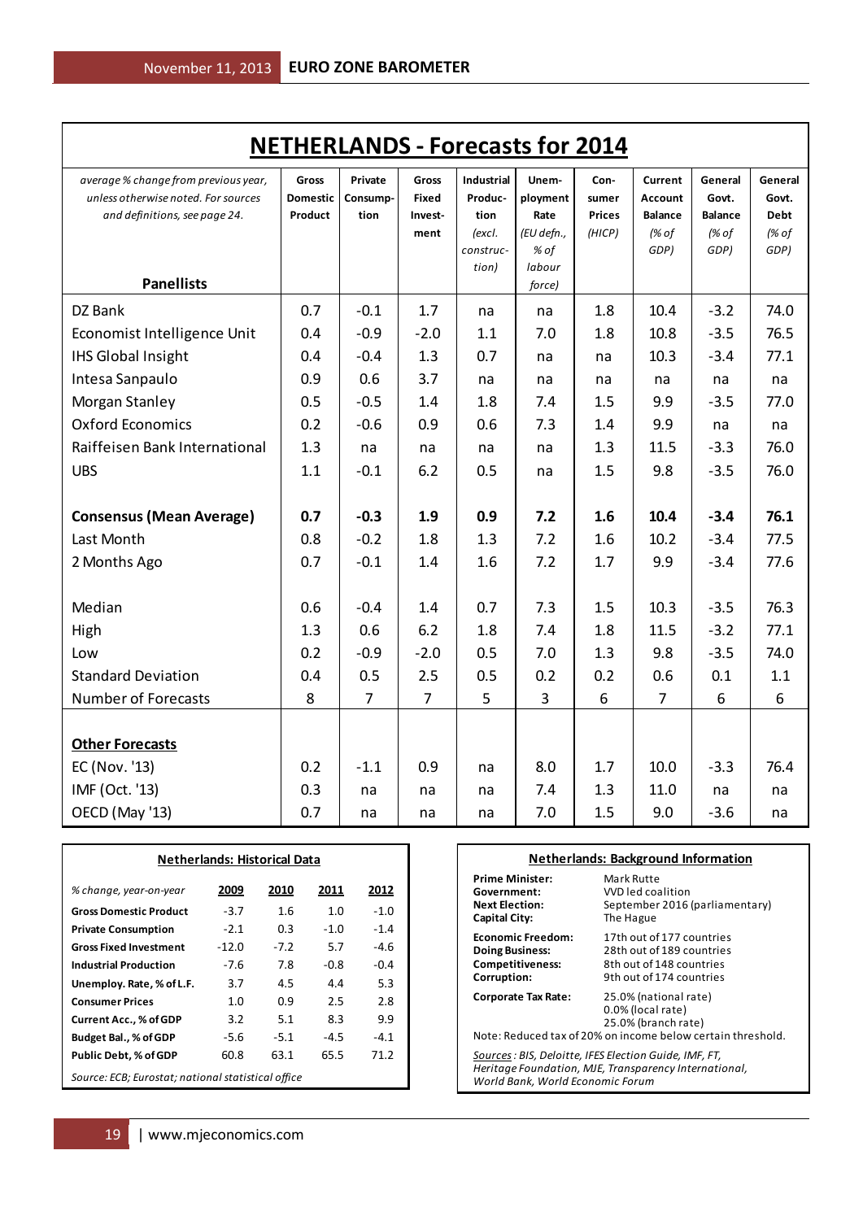# NETHERLANDS - Forecasts for 2014

| *average % change from previous year, unless otherwise noted. For sources and definitions, see page 24.* **Panellists** | **Gross Domestic Product** | **Private Consumption** | **Gross Fixed Investment** | **Industrial Production** *(excl. construction)* | **Unemployment Rate** *(EU defn., % of labour force)* | **Consumer Prices** *(HICP)* | **Current Account Balance** *(% of GDP)* | **General Govt. Balance** *(% of GDP)* | **General Govt. Debt** *(% of GDP)* |
|---|---|---|---|---|---|---|---|---|---|
| DZ Bank | 0.7 | -0.1 | 1.7 | na | na | 1.8 | 10.4 | -3.2 | 74.0 |
| Economist Intelligence Unit | 0.4 | -0.9 | -2.0 | 1.1 | 7.0 | 1.8 | 10.8 | -3.5 | 76.5 |
| IHS Global Insight | 0.4 | -0.4 | 1.3 | 0.7 | na | na | 10.3 | -3.4 | 77.1 |
| Intesa Sanpaulo | 0.9 | 0.6 | 3.7 | na | na | na | na | na | na |
| Morgan Stanley | 0.5 | -0.5 | 1.4 | 1.8 | 7.4 | 1.5 | 9.9 | -3.5 | 77.0 |
| Oxford Economics | 0.2 | -0.6 | 0.9 | 0.6 | 7.3 | 1.4 | 9.9 | na | na |
| Raiffeisen Bank International | 1.3 | na | na | na | na | 1.3 | 11.5 | -3.3 | 76.0 |
| UBS | 1.1 | -0.1 | 6.2 | 0.5 | na | 1.5 | 9.8 | -3.5 | 76.0 |
| | | | | | | | | | |
| **Consensus (Mean Average)** | **0.7** | **-0.3** | **1.9** | **0.9** | **7.2** | **1.6** | **10.4** | **-3.4** | **76.1** |
| Last Month | 0.8 | -0.2 | 1.8 | 1.3 | 7.2 | 1.6 | 10.2 | -3.4 | 77.5 |
| 2 Months Ago | 0.7 | -0.1 | 1.4 | 1.6 | 7.2 | 1.7 | 9.9 | -3.4 | 77.6 |
| | | | | | | | | | |
| Median | 0.6 | -0.4 | 1.4 | 0.7 | 7.3 | 1.5 | 10.3 | -3.5 | 76.3 |
| High | 1.3 | 0.6 | 6.2 | 1.8 | 7.4 | 1.8 | 11.5 | -3.2 | 77.1 |
| Low | 0.2 | -0.9 | -2.0 | 0.5 | 7.0 | 1.3 | 9.8 | -3.5 | 74.0 |
| Standard Deviation | 0.4 | 0.5 | 2.5 | 0.5 | 0.2 | 0.2 | 0.6 | 0.1 | 1.1 |
| Number of Forecasts | 8 | 7 | 7 | 5 | 3 | 6 | 7 | 6 | 6 |
| | | | | | | | | | |
| **Other Forecasts** | | | | | | | | | |
| EC (Nov. '13) | 0.2 | -1.1 | 0.9 | na | 8.0 | 1.7 | 10.0 | -3.3 | 76.4 |
| IMF (Oct. '13) | 0.3 | na | na | na | 7.4 | 1.3 | 11.0 | na | na |
| OECD (May '13) | 0.7 | na | na | na | 7.0 | 1.5 | 9.0 | -3.6 | na |

## Netherlands: Historical Data

| *% change, year-on-year* | 2009 | 2010 | 2011 | 2012 |
|---|---|---|---|---|
| **Gross Domestic Product** | -3.7 | 1.6 | 1.0 | -1.0 |
| **Private Consumption** | -2.1 | 0.3 | -1.0 | -1.4 |
| **Gross Fixed Investment** | -12.0 | -7.2 | 5.7 | -4.6 |
| **Industrial Production** | -7.6 | 7.8 | -0.8 | -0.4 |
| **Unemploy. Rate, % of L.F.** | 3.7 | 4.5 | 4.4 | 5.3 |
| **Consumer Prices** | 1.0 | 0.9 | 2.5 | 2.8 |
| **Current Acc., % of GDP** | 3.2 | 5.1 | 8.3 | 9.9 |
| **Budget Bal., % of GDP** | -5.6 | -5.1 | -4.5 | -4.1 |
| **Public Debt, % of GDP** | 60.8 | 63.1 | 65.5 | 71.2 |

*Source: ECB; Eurostat; national statistical office*

## Netherlands: Background Information

| | |
|---|---|
| **Prime Minister:** | Mark Rutte |
| **Government:** | VVD led coalition |
| **Next Election:** | September 2016 (parliamentary) |
| **Capital City:** | The Hague |
| **Economic Freedom:** | 17th out of 177 countries |
| **Doing Business:** | 28th out of 189 countries |
| **Competitiveness:** | 8th out of 148 countries |
| **Corruption:** | 9th out of 174 countries |
| **Corporate Tax Rate:** | 25.0% (national rate)<br>0.0% (local rate)<br>25.0% (branch rate) |

Note: Reduced tax of 20% on income below certain threshold.

*Sources: BIS, Deloitte, IFES Election Guide, IMF, FT, Heritage Foundation, MJE, Transparency International, World Bank, World Economic Forum*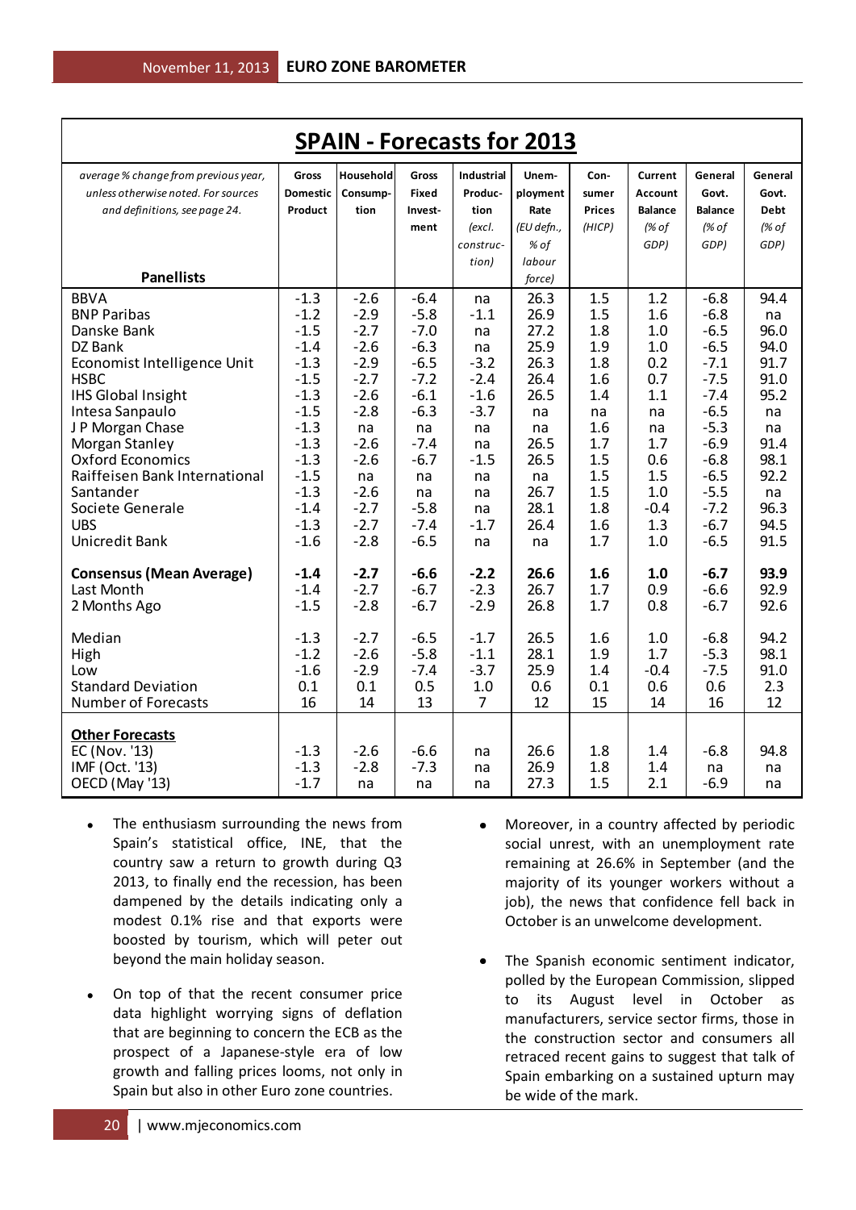# SPAIN - Forecasts for 2013

| *average % change from previous year, unless otherwise noted. For sources and definitions, see page 24.* **Panellists** | Gross Domestic Product | Household Consump-tion | Gross Fixed Invest-ment | Industrial Produc-tion *(excl. construc-tion)* | Unem-ployment Rate *(EU defn., % of labour force)* | Con-sumer Prices *(HICP)* | Current Account Balance *(% of GDP)* | General Govt. Balance *(% of GDP)* | General Govt. Debt *(% of GDP)* |
|---|---|---|---|---|---|---|---|---|---|
| BBVA | -1.3 | -2.6 | -6.4 | na | 26.3 | 1.5 | 1.2 | -6.8 | 94.4 |
| BNP Paribas | -1.2 | -2.9 | -5.8 | -1.1 | 26.9 | 1.5 | 1.6 | -6.8 | na |
| Danske Bank | -1.5 | -2.7 | -7.0 | na | 27.2 | 1.8 | 1.0 | -6.5 | 96.0 |
| DZ Bank | -1.4 | -2.6 | -6.3 | na | 25.9 | 1.9 | 1.0 | -6.5 | 94.0 |
| Economist Intelligence Unit | -1.3 | -2.9 | -6.5 | -3.2 | 26.3 | 1.8 | 0.2 | -7.1 | 91.7 |
| HSBC | -1.5 | -2.7 | -7.2 | -2.4 | 26.4 | 1.6 | 0.7 | -7.5 | 91.0 |
| IHS Global Insight | -1.3 | -2.6 | -6.1 | -1.6 | 26.5 | 1.4 | 1.1 | -7.4 | 95.2 |
| Intesa Sanpaulo | -1.5 | -2.8 | -6.3 | -3.7 | na | na | na | -6.5 | na |
| J P Morgan Chase | -1.3 | na | na | na | na | 1.6 | na | -5.3 | na |
| Morgan Stanley | -1.3 | -2.6 | -7.4 | na | 26.5 | 1.7 | 1.7 | -6.9 | 91.4 |
| Oxford Economics | -1.3 | -2.6 | -6.7 | -1.5 | 26.5 | 1.5 | 0.6 | -6.8 | 98.1 |
| Raiffeisen Bank International | -1.5 | na | na | na | na | 1.5 | 1.5 | -6.5 | 92.2 |
| Santander | -1.3 | -2.6 | na | na | 26.7 | 1.5 | 1.0 | -5.5 | na |
| Societe Generale | -1.4 | -2.7 | -5.8 | na | 28.1 | 1.8 | -0.4 | -7.2 | 96.3 |
| UBS | -1.3 | -2.7 | -7.4 | -1.7 | 26.4 | 1.6 | 1.3 | -6.7 | 94.5 |
| Unicredit Bank | -1.6 | -2.8 | -6.5 | na | na | 1.7 | 1.0 | -6.5 | 91.5 |
| **Consensus (Mean Average)** | **-1.4** | **-2.7** | **-6.6** | **-2.2** | **26.6** | **1.6** | **1.0** | **-6.7** | **93.9** |
| Last Month | -1.4 | -2.7 | -6.7 | -2.3 | 26.7 | 1.7 | 0.9 | -6.6 | 92.9 |
| 2 Months Ago | -1.5 | -2.8 | -6.7 | -2.9 | 26.8 | 1.7 | 0.8 | -6.7 | 92.6 |
| Median | -1.3 | -2.7 | -6.5 | -1.7 | 26.5 | 1.6 | 1.0 | -6.8 | 94.2 |
| High | -1.2 | -2.6 | -5.8 | -1.1 | 28.1 | 1.9 | 1.7 | -5.3 | 98.1 |
| Low | -1.6 | -2.9 | -7.4 | -3.7 | 25.9 | 1.4 | -0.4 | -7.5 | 91.0 |
| Standard Deviation | 0.1 | 0.1 | 0.5 | 1.0 | 0.6 | 0.1 | 0.6 | 0.6 | 2.3 |
| Number of Forecasts | 16 | 14 | 13 | 7 | 12 | 15 | 14 | 16 | 12 |
| **Other Forecasts** | | | | | | | | | |
| EC (Nov. '13) | -1.3 | -2.6 | -6.6 | na | 26.6 | 1.8 | 1.4 | -6.8 | 94.8 |
| IMF (Oct. '13) | -1.3 | -2.8 | -7.3 | na | 26.9 | 1.8 | 1.4 | na | na |
| OECD (May '13) | -1.7 | na | na | na | 27.3 | 1.5 | 2.1 | -6.9 | na |

- The enthusiasm surrounding the news from Spain's statistical office, INE, that the country saw a return to growth during Q3 2013, to finally end the recession, has been dampened by the details indicating only a modest 0.1% rise and that exports were boosted by tourism, which will peter out beyond the main holiday season.

- On top of that the recent consumer price data highlight worrying signs of deflation that are beginning to concern the ECB as the prospect of a Japanese-style era of low growth and falling prices looms, not only in Spain but also in other Euro zone countries.

- Moreover, in a country affected by periodic social unrest, with an unemployment rate remaining at 26.6% in September (and the majority of its younger workers without a job), the news that confidence fell back in October is an unwelcome development.

- The Spanish economic sentiment indicator, polled by the European Commission, slipped to its August level in October as manufacturers, service sector firms, those in the construction sector and consumers all retraced recent gains to suggest that talk of Spain embarking on a sustained upturn may be wide of the mark.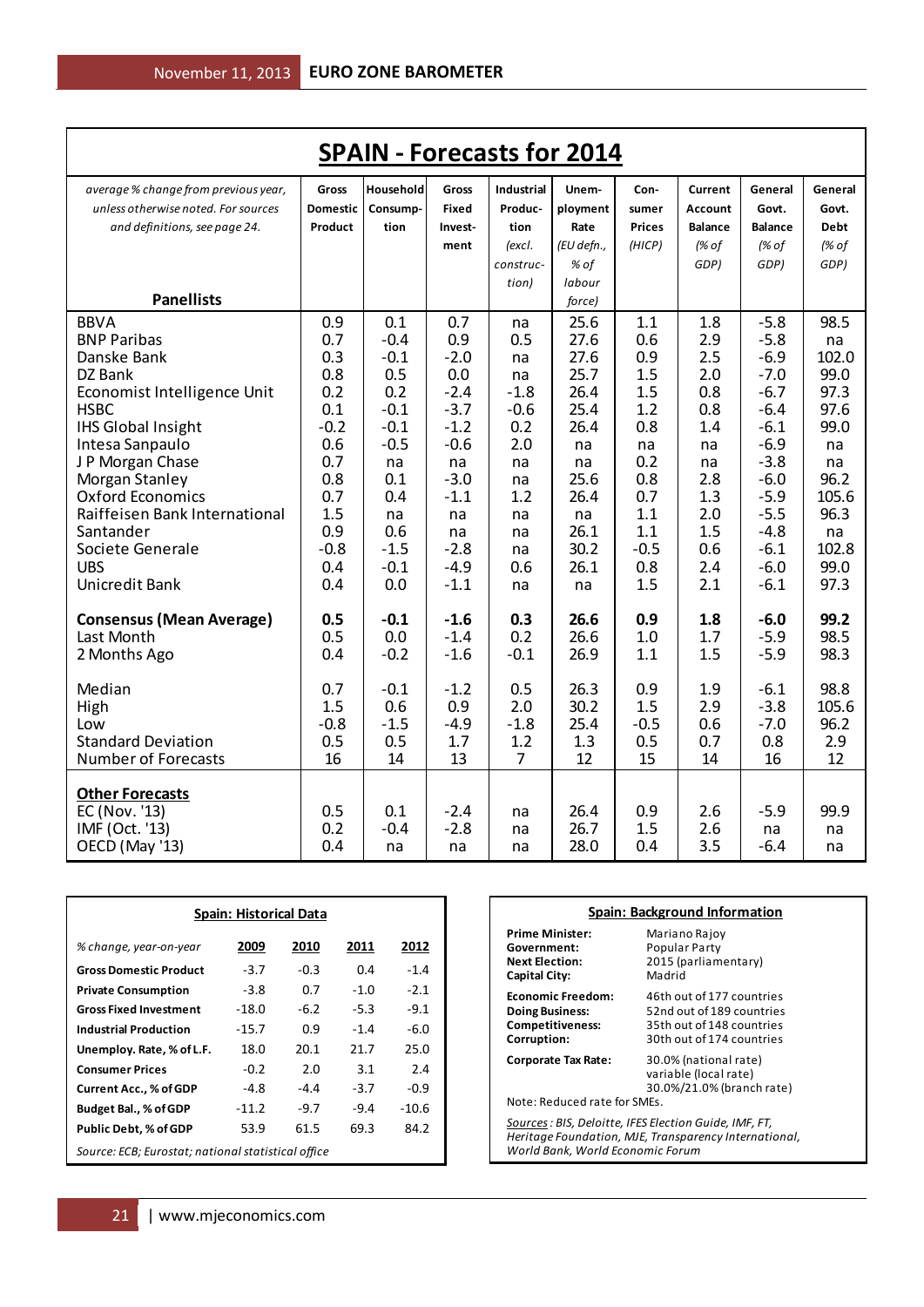# SPAIN - Forecasts for 2014

| *average % change from previous year, unless otherwise noted. For sources and definitions, see page 24.* **Panellists** | **Gross Domestic Product** | **Household Consumption** | **Gross Fixed Investment** | **Industrial Production** *(excl. construction)* | **Unemployment Rate** *(EU defn., % of labour force)* | **Consumer Prices** *(HICP)* | **Current Account Balance** *(% of GDP)* | **General Govt. Balance** *(% of GDP)* | **General Govt. Debt** *(% of GDP)* |
|---|---|---|---|---|---|---|---|---|---|
| BBVA | 0.9 | 0.1 | 0.7 | na | 25.6 | 1.1 | 1.8 | -5.8 | 98.5 |
| BNP Paribas | 0.7 | -0.4 | 0.9 | 0.5 | 27.6 | 0.6 | 2.9 | -5.8 | na |
| Danske Bank | 0.3 | -0.1 | -2.0 | na | 27.6 | 0.9 | 2.5 | -6.9 | 102.0 |
| DZ Bank | 0.8 | 0.5 | 0.0 | na | 25.7 | 1.5 | 2.0 | -7.0 | 99.0 |
| Economist Intelligence Unit | 0.2 | 0.2 | -2.4 | -1.8 | 26.4 | 1.5 | 0.8 | -6.7 | 97.3 |
| HSBC | 0.1 | -0.1 | -3.7 | -0.6 | 25.4 | 1.2 | 0.8 | -6.4 | 97.6 |
| IHS Global Insight | -0.2 | -0.1 | -1.2 | 0.2 | 26.4 | 0.8 | 1.4 | -6.1 | 99.0 |
| Intesa Sanpaulo | 0.6 | -0.5 | -0.6 | 2.0 | na | na | na | -6.9 | na |
| J P Morgan Chase | 0.7 | na | na | na | na | 0.2 | na | -3.8 | na |
| Morgan Stanley | 0.8 | 0.1 | -3.0 | na | 25.6 | 0.8 | 2.8 | -6.0 | 96.2 |
| Oxford Economics | 0.7 | 0.4 | -1.1 | 1.2 | 26.4 | 0.7 | 1.3 | -5.9 | 105.6 |
| Raiffeisen Bank International | 1.5 | na | na | na | na | 1.1 | 2.0 | -5.5 | 96.3 |
| Santander | 0.9 | 0.6 | na | na | 26.1 | 1.1 | 1.5 | -4.8 | na |
| Societe Generale | -0.8 | -1.5 | -2.8 | na | 30.2 | -0.5 | 0.6 | -6.1 | 102.8 |
| UBS | 0.4 | -0.1 | -4.9 | 0.6 | 26.1 | 0.8 | 2.4 | -6.0 | 99.0 |
| Unicredit Bank | 0.4 | 0.0 | -1.1 | na | na | 1.5 | 2.1 | -6.1 | 97.3 |
| **Consensus (Mean Average)** | **0.5** | **-0.1** | **-1.6** | **0.3** | **26.6** | **0.9** | **1.8** | **-6.0** | **99.2** |
| Last Month | 0.5 | 0.0 | -1.4 | 0.2 | 26.6 | 1.0 | 1.7 | -5.9 | 98.5 |
| 2 Months Ago | 0.4 | -0.2 | -1.6 | -0.1 | 26.9 | 1.1 | 1.5 | -5.9 | 98.3 |
| Median | 0.7 | -0.1 | -1.2 | 0.5 | 26.3 | 0.9 | 1.9 | -6.1 | 98.8 |
| High | 1.5 | 0.6 | 0.9 | 2.0 | 30.2 | 1.5 | 2.9 | -3.8 | 105.6 |
| Low | -0.8 | -1.5 | -4.9 | -1.8 | 25.4 | -0.5 | 0.6 | -7.0 | 96.2 |
| Standard Deviation | 0.5 | 0.5 | 1.7 | 1.2 | 1.3 | 0.5 | 0.7 | 0.8 | 2.9 |
| Number of Forecasts | 16 | 14 | 13 | 7 | 12 | 15 | 14 | 16 | 12 |
| **Other Forecasts** | | | | | | | | | |
| EC (Nov. '13) | 0.5 | 0.1 | -2.4 | na | 26.4 | 0.9 | 2.6 | -5.9 | 99.9 |
| IMF (Oct. '13) | 0.2 | -0.4 | -2.8 | na | 26.7 | 1.5 | 2.6 | na | na |
| OECD (May '13) | 0.4 | na | na | na | 28.0 | 0.4 | 3.5 | -6.4 | na |

## Spain: Historical Data

| *% change, year-on-year* | 2009 | 2010 | 2011 | 2012 |
|---|---|---|---|---|
| **Gross Domestic Product** | -3.7 | -0.3 | 0.4 | -1.4 |
| **Private Consumption** | -3.8 | 0.7 | -1.0 | -2.1 |
| **Gross Fixed Investment** | -18.0 | -6.2 | -5.3 | -9.1 |
| **Industrial Production** | -15.7 | 0.9 | -1.4 | -6.0 |
| **Unemploy. Rate, % of L.F.** | 18.0 | 20.1 | 21.7 | 25.0 |
| **Consumer Prices** | -0.2 | 2.0 | 3.1 | 2.4 |
| **Current Acc., % of GDP** | -4.8 | -4.4 | -3.7 | -0.9 |
| **Budget Bal., % of GDP** | -11.2 | -9.7 | -9.4 | -10.6 |
| **Public Debt, % of GDP** | 53.9 | 61.5 | 69.3 | 84.2 |

*Source: ECB; Eurostat; national statistical office*

## Spain: Background Information

| | |
|---|---|
| **Prime Minister:** | Mariano Rajoy |
| **Government:** | Popular Party |
| **Next Election:** | 2015 (parliamentary) |
| **Capital City:** | Madrid |
| **Economic Freedom:** | 46th out of 177 countries |
| **Doing Business:** | 52nd out of 189 countries |
| **Competitiveness:** | 35th out of 148 countries |
| **Corruption:** | 30th out of 174 countries |
| **Corporate Tax Rate:** | 30.0% (national rate)<br>variable (local rate)<br>30.0%/21.0% (branch rate) |

Note: Reduced rate for SMEs.

*Sources: BIS, Deloitte, IFES Election Guide, IMF, FT, Heritage Foundation, MJE, Transparency International, World Bank, World Economic Forum*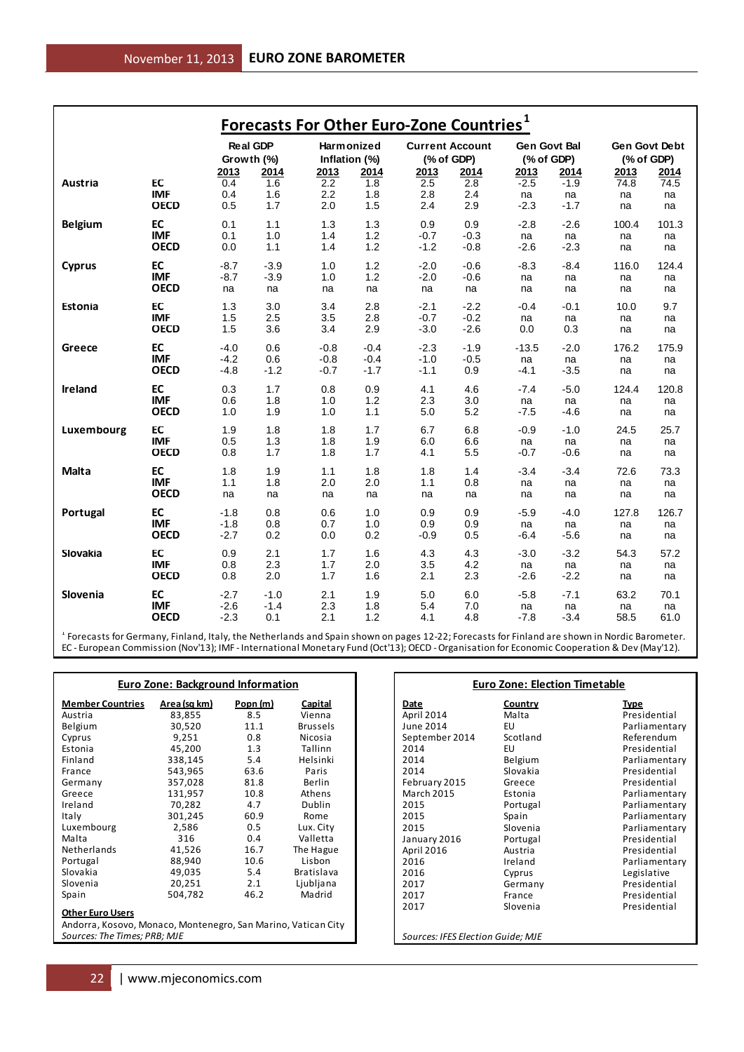## Forecasts For Other Euro-Zone Countries[1]

| | | Real GDP Growth (%) | | Harmonized Inflation (%) | | Current Account (% of GDP) | | Gen Govt Bal (% of GDP) | | Gen Govt Debt (% of GDP) | |
|---|---|---|---|---|---|---|---|---|---|---|---|
| | | 2013 | 2014 | 2013 | 2014 | 2013 | 2014 | 2013 | 2014 | 2013 | 2014 |
| **Austria** | **EC** | 0.4 | 1.6 | 2.2 | 1.8 | 2.5 | 2.8 | -2.5 | -1.9 | 74.8 | 74.5 |
| | **IMF** | 0.4 | 1.6 | 2.2 | 1.8 | 2.8 | 2.4 | na | na | na | na |
| | **OECD** | 0.5 | 1.7 | 2.0 | 1.5 | 2.4 | 2.9 | -2.3 | -1.7 | na | na |
| **Belgium** | **EC** | 0.1 | 1.1 | 1.3 | 1.3 | 0.9 | 0.9 | -2.8 | -2.6 | 100.4 | 101.3 |
| | **IMF** | 0.1 | 1.0 | 1.4 | 1.2 | -0.7 | -0.3 | na | na | na | na |
| | **OECD** | 0.0 | 1.1 | 1.4 | 1.2 | -1.2 | -0.8 | -2.6 | -2.3 | na | na |
| **Cyprus** | **EC** | -8.7 | -3.9 | 1.0 | 1.2 | -2.0 | -0.6 | -8.3 | -8.4 | 116.0 | 124.4 |
| | **IMF** | -8.7 | -3.9 | 1.0 | 1.2 | -2.0 | -0.6 | na | na | na | na |
| | **OECD** | na | na | na | na | na | na | na | na | na | na |
| **Estonia** | **EC** | 1.3 | 3.0 | 3.4 | 2.8 | -2.1 | -2.2 | -0.4 | -0.1 | 10.0 | 9.7 |
| | **IMF** | 1.5 | 2.5 | 3.5 | 2.8 | -0.7 | -0.2 | na | na | na | na |
| | **OECD** | 1.5 | 3.6 | 3.4 | 2.9 | -3.0 | -2.6 | 0.0 | 0.3 | na | na |
| **Greece** | **EC** | -4.0 | 0.6 | -0.8 | -0.4 | -2.3 | -1.9 | -13.5 | -2.0 | 176.2 | 175.9 |
| | **IMF** | -4.2 | 0.6 | -0.8 | -0.4 | -1.0 | -0.5 | na | na | na | na |
| | **OECD** | -4.8 | -1.2 | -0.7 | -1.7 | -1.1 | 0.9 | -4.1 | -3.5 | na | na |
| **Ireland** | **EC** | 0.3 | 1.7 | 0.8 | 0.9 | 4.1 | 4.6 | -7.4 | -5.0 | 124.4 | 120.8 |
| | **IMF** | 0.6 | 1.8 | 1.0 | 1.2 | 2.3 | 3.0 | na | na | na | na |
| | **OECD** | 1.0 | 1.9 | 1.0 | 1.1 | 5.0 | 5.2 | -7.5 | -4.6 | na | na |
| **Luxembourg** | **EC** | 1.9 | 1.8 | 1.8 | 1.7 | 6.7 | 6.8 | -0.9 | -1.0 | 24.5 | 25.7 |
| | **IMF** | 0.5 | 1.3 | 1.8 | 1.9 | 6.0 | 6.6 | na | na | na | na |
| | **OECD** | 0.8 | 1.7 | 1.8 | 1.7 | 4.1 | 5.5 | -0.7 | -0.6 | na | na |
| **Malta** | **EC** | 1.8 | 1.9 | 1.1 | 1.8 | 1.8 | 1.4 | -3.4 | -3.4 | 72.6 | 73.3 |
| | **IMF** | 1.1 | 1.8 | 2.0 | 2.0 | 1.1 | 0.8 | na | na | na | na |
| | **OECD** | na | na | na | na | na | na | na | na | na | na |
| **Portugal** | **EC** | -1.8 | 0.8 | 0.6 | 1.0 | 0.9 | 0.9 | -5.9 | -4.0 | 127.8 | 126.7 |
| | **IMF** | -1.8 | 0.8 | 0.7 | 1.0 | 0.9 | 0.9 | na | na | na | na |
| | **OECD** | -2.7 | 0.2 | 0.0 | 0.2 | -0.9 | 0.5 | -6.4 | -5.6 | na | na |
| **Slovakia** | **EC** | 0.9 | 2.1 | 1.7 | 1.6 | 4.3 | 4.3 | -3.0 | -3.2 | 54.3 | 57.2 |
| | **IMF** | 0.8 | 2.3 | 1.7 | 2.0 | 3.5 | 4.2 | na | na | na | na |
| | **OECD** | 0.8 | 2.0 | 1.7 | 1.6 | 2.1 | 2.3 | -2.6 | -2.2 | na | na |
| **Slovenia** | **EC** | -2.7 | -1.0 | 2.1 | 1.9 | 5.0 | 6.0 | -5.8 | -7.1 | 63.2 | 70.1 |
| | **IMF** | -2.6 | -1.4 | 2.3 | 1.8 | 5.4 | 7.0 | na | na | na | na |
| | **OECD** | -2.3 | 0.1 | 2.1 | 1.2 | 4.1 | 4.8 | -7.8 | -3.4 | 58.5 | 61.0 |

[1] Forecasts for Germany, Finland, Italy, the Netherlands and Spain shown on pages 12-22; Forecasts for Finland are shown in Nordic Barometer. EC - European Commission (Nov'13); IMF - International Monetary Fund (Oct'13); OECD - Organisation for Economic Cooperation & Dev (May'12).

### Euro Zone: Background Information

| Member Countries | Area (sq km) | Popn (m) | Capital |
|---|---|---|---|
| Austria | 83,855 | 8.5 | Vienna |
| Belgium | 30,520 | 11.1 | Brussels |
| Cyprus | 9,251 | 0.8 | Nicosia |
| Estonia | 45,200 | 1.3 | Tallinn |
| Finland | 338,145 | 5.4 | Helsinki |
| France | 543,965 | 63.6 | Paris |
| Germany | 357,028 | 81.8 | Berlin |
| Greece | 131,957 | 10.8 | Athens |
| Ireland | 70,282 | 4.7 | Dublin |
| Italy | 301,245 | 60.9 | Rome |
| Luxembourg | 2,586 | 0.5 | Lux. City |
| Malta | 316 | 0.4 | Valletta |
| Netherlands | 41,526 | 16.7 | The Hague |
| Portugal | 88,940 | 10.6 | Lisbon |
| Slovakia | 49,035 | 5.4 | Bratislava |
| Slovenia | 20,251 | 2.1 | Ljubljana |
| Spain | 504,782 | 46.2 | Madrid |

**Other Euro Users**

Andorra, Kosovo, Monaco, Montenegro, San Marino, Vatican City

*Sources: The Times; PRB; MJE*

### Euro Zone: Election Timetable

| Date | Country | Type |
|---|---|---|
| April 2014 | Malta | Presidential |
| June 2014 | EU | Parliamentary |
| September 2014 | Scotland | Referendum |
| 2014 | EU | Presidential |
| 2014 | Belgium | Parliamentary |
| 2014 | Slovakia | Presidential |
| February 2015 | Greece | Presidential |
| March 2015 | Estonia | Parliamentary |
| 2015 | Portugal | Parliamentary |
| 2015 | Spain | Parliamentary |
| 2015 | Slovenia | Parliamentary |
| January 2016 | Portugal | Presidential |
| April 2016 | Austria | Presidential |
| 2016 | Ireland | Parliamentary |
| 2016 | Cyprus | Legislative |
| 2017 | Germany | Presidential |
| 2017 | France | Presidential |
| 2017 | Slovenia | Presidential |

*Sources: IFES Election Guide; MJE*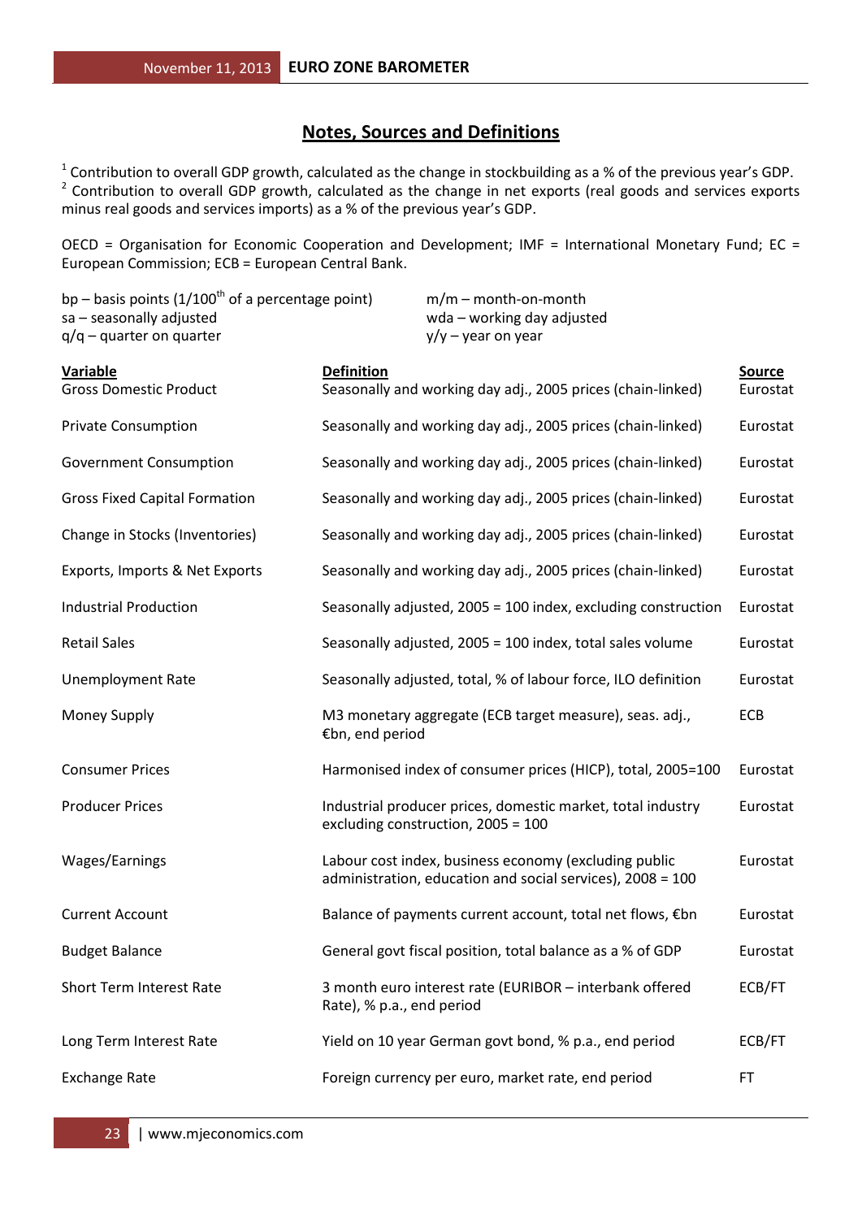## Notes, Sources and Definitions

[1] Contribution to overall GDP growth, calculated as the change in stockbuilding as a % of the previous year's GDP.
[2] Contribution to overall GDP growth, calculated as the change in net exports (real goods and services exports minus real goods and services imports) as a % of the previous year's GDP.

OECD = Organisation for Economic Cooperation and Development; IMF = International Monetary Fund; EC = European Commission; ECB = European Central Bank.

bp – basis points (1/100th of a percentage point)
sa – seasonally adjusted
q/q – quarter on quarter

m/m – month-on-month
wda – working day adjusted
y/y – year on year

| Variable | Definition | Source |
|---|---|---|
| Gross Domestic Product | Seasonally and working day adj., 2005 prices (chain-linked) | Eurostat |
| Private Consumption | Seasonally and working day adj., 2005 prices (chain-linked) | Eurostat |
| Government Consumption | Seasonally and working day adj., 2005 prices (chain-linked) | Eurostat |
| Gross Fixed Capital Formation | Seasonally and working day adj., 2005 prices (chain-linked) | Eurostat |
| Change in Stocks (Inventories) | Seasonally and working day adj., 2005 prices (chain-linked) | Eurostat |
| Exports, Imports & Net Exports | Seasonally and working day adj., 2005 prices (chain-linked) | Eurostat |
| Industrial Production | Seasonally adjusted, 2005 = 100 index, excluding construction | Eurostat |
| Retail Sales | Seasonally adjusted, 2005 = 100 index, total sales volume | Eurostat |
| Unemployment Rate | Seasonally adjusted, total, % of labour force, ILO definition | Eurostat |
| Money Supply | M3 monetary aggregate (ECB target measure), seas. adj., €bn, end period | ECB |
| Consumer Prices | Harmonised index of consumer prices (HICP), total, 2005=100 | Eurostat |
| Producer Prices | Industrial producer prices, domestic market, total industry excluding construction, 2005 = 100 | Eurostat |
| Wages/Earnings | Labour cost index, business economy (excluding public administration, education and social services), 2008 = 100 | Eurostat |
| Current Account | Balance of payments current account, total net flows, €bn | Eurostat |
| Budget Balance | General govt fiscal position, total balance as a % of GDP | Eurostat |
| Short Term Interest Rate | 3 month euro interest rate (EURIBOR – interbank offered Rate), % p.a., end period | ECB/FT |
| Long Term Interest Rate | Yield on 10 year German govt bond, % p.a., end period | ECB/FT |
| Exchange Rate | Foreign currency per euro, market rate, end period | FT |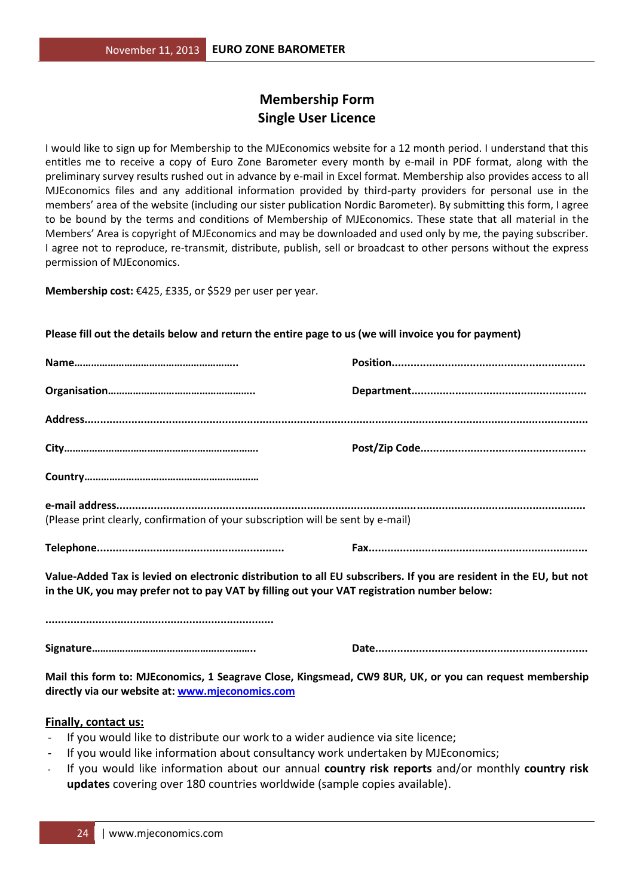## Membership Form
## Single User Licence

I would like to sign up for Membership to the MJEconomics website for a 12 month period. I understand that this entitles me to receive a copy of Euro Zone Barometer every month by e-mail in PDF format, along with the preliminary survey results rushed out in advance by e-mail in Excel format. Membership also provides access to all MJEconomics files and any additional information provided by third-party providers for personal use in the members' area of the website (including our sister publication Nordic Barometer). By submitting this form, I agree to be bound by the terms and conditions of Membership of MJEconomics. These state that all material in the Members' Area is copyright of MJEconomics and may be downloaded and used only by me, the paying subscriber. I agree not to reproduce, re-transmit, distribute, publish, sell or broadcast to other persons without the express permission of MJEconomics.

**Membership cost:** €425, £335, or $529 per user per year.

**Please fill out the details below and return the entire page to us (we will invoice you for payment)**

**Name…………………………………………………..** **Position.............................................................**

**Organisation……………………………………………..** **Department.......................................................**

**Address...........................................................................................................................................**

**City…………………………………………………………….** **Post/Zip Code....................................................**

**Country…………………………………………………….**

**e-mail address..................................................................................................................................**
(Please print clearly, confirmation of your subscription will be sent by e-mail)

**Telephone..........................................................** **Fax....................................................................**

**Value-Added Tax is levied on electronic distribution to all EU subscribers. If you are resident in the EU, but not in the UK, you may prefer not to pay VAT by filling out your VAT registration number below:**

**.......................................................................**

**Signature…………………………………………………..** **Date...................................................................**

**Mail this form to: MJEconomics, 1 Seagrave Close, Kingsmead, CW9 8UR, UK, or you can request membership directly via our website at: [www.mjeconomics.com](http://www.mjeconomics.com)**

**<u>Finally, contact us:</u>**

- If you would like to distribute our work to a wider audience via site licence;
- If you would like information about consultancy work undertaken by MJEconomics;
- If you would like information about our annual **country risk reports** and/or monthly **country risk updates** covering over 180 countries worldwide (sample copies available).